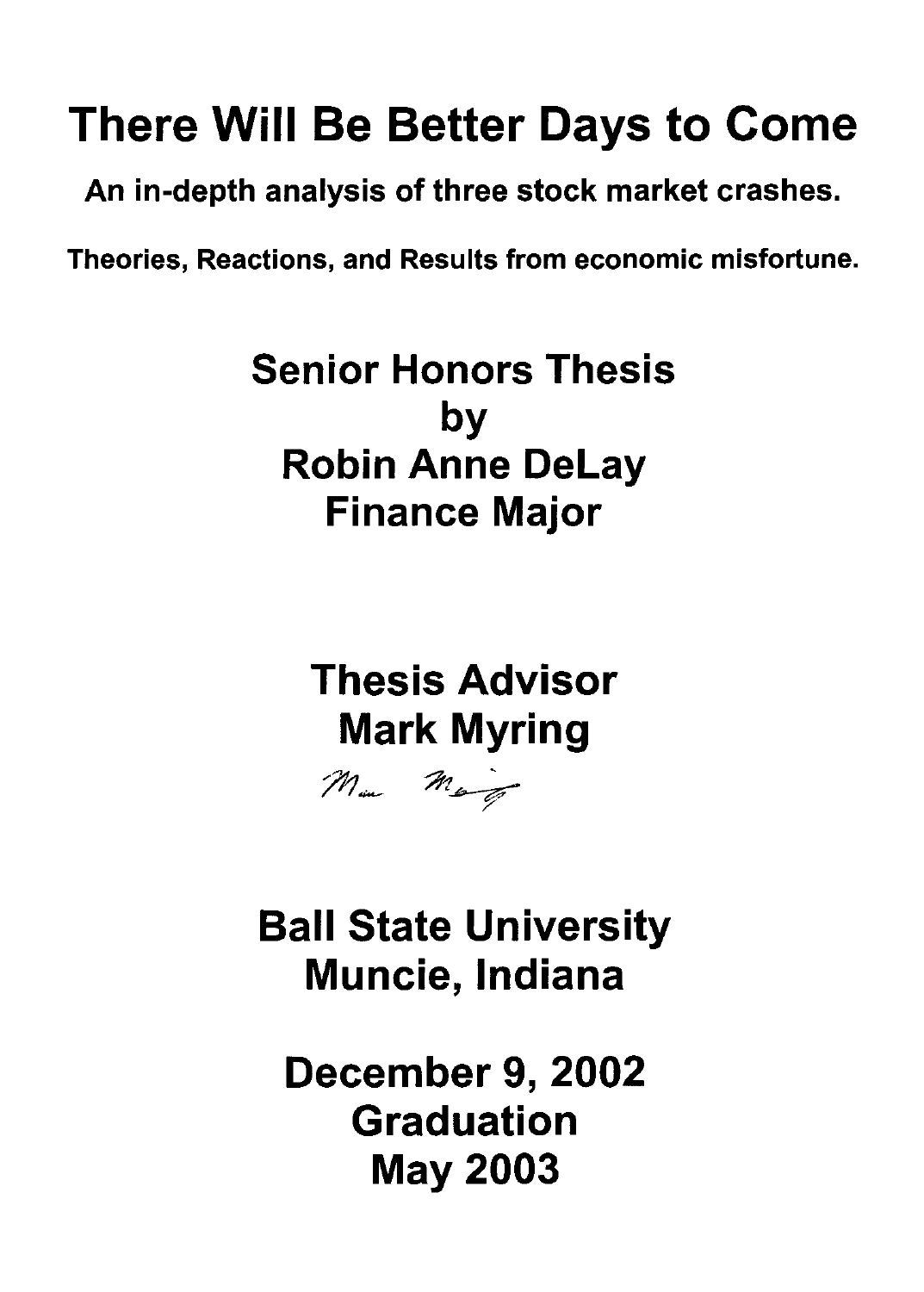# There Will Be Better Days to Come

**An in-depth analysis of three stock market crashes.**

**Theories, Reactions, and Results from economic misfortune.**

**Senior Honors Thesis**
**by**
**Robin Anne DeLay**
**Finance Major**

**Thesis Advisor**
**Mark Myring**

**Ball State University**
**Muncie, Indiana**

**December 9, 2002**
**Graduation**
**May 2003**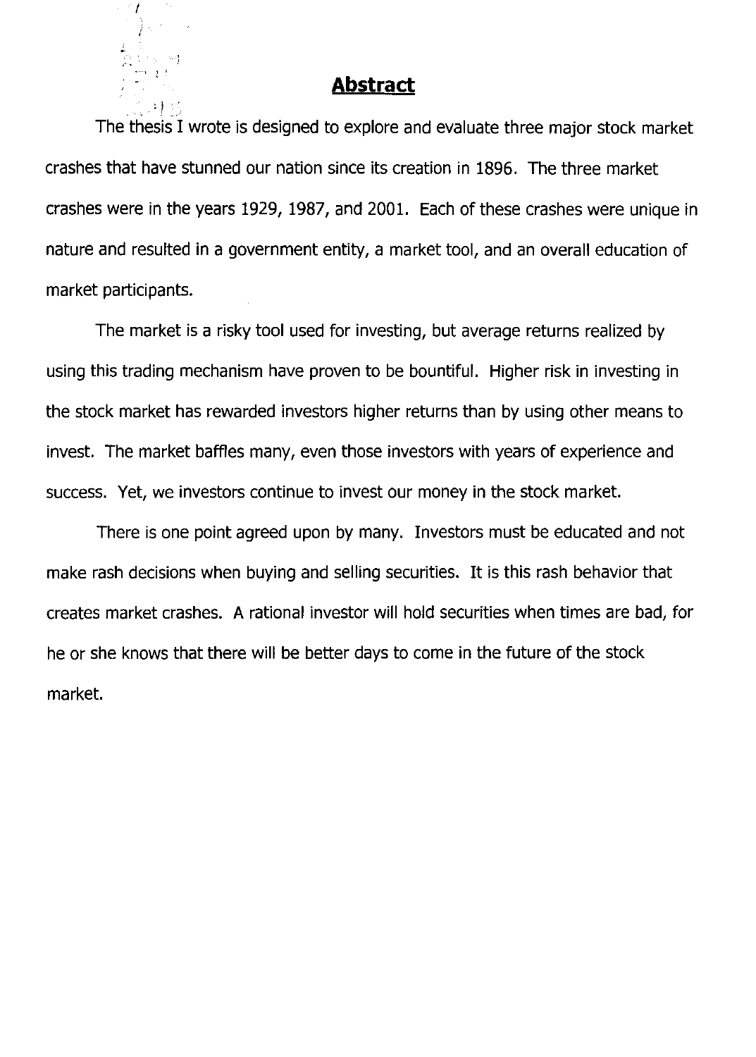## Abstract

The thesis I wrote is designed to explore and evaluate three major stock market crashes that have stunned our nation since its creation in 1896. The three market crashes were in the years 1929, 1987, and 2001. Each of these crashes were unique in nature and resulted in a government entity, a market tool, and an overall education of market participants.

The market is a risky tool used for investing, but average returns realized by using this trading mechanism have proven to be bountiful. Higher risk in investing in the stock market has rewarded investors higher returns than by using other means to invest. The market baffles many, even those investors with years of experience and success. Yet, we investors continue to invest our money in the stock market.

There is one point agreed upon by many. Investors must be educated and not make rash decisions when buying and selling securities. It is this rash behavior that creates market crashes. A rational investor will hold securities when times are bad, for he or she knows that there will be better days to come in the future of the stock market.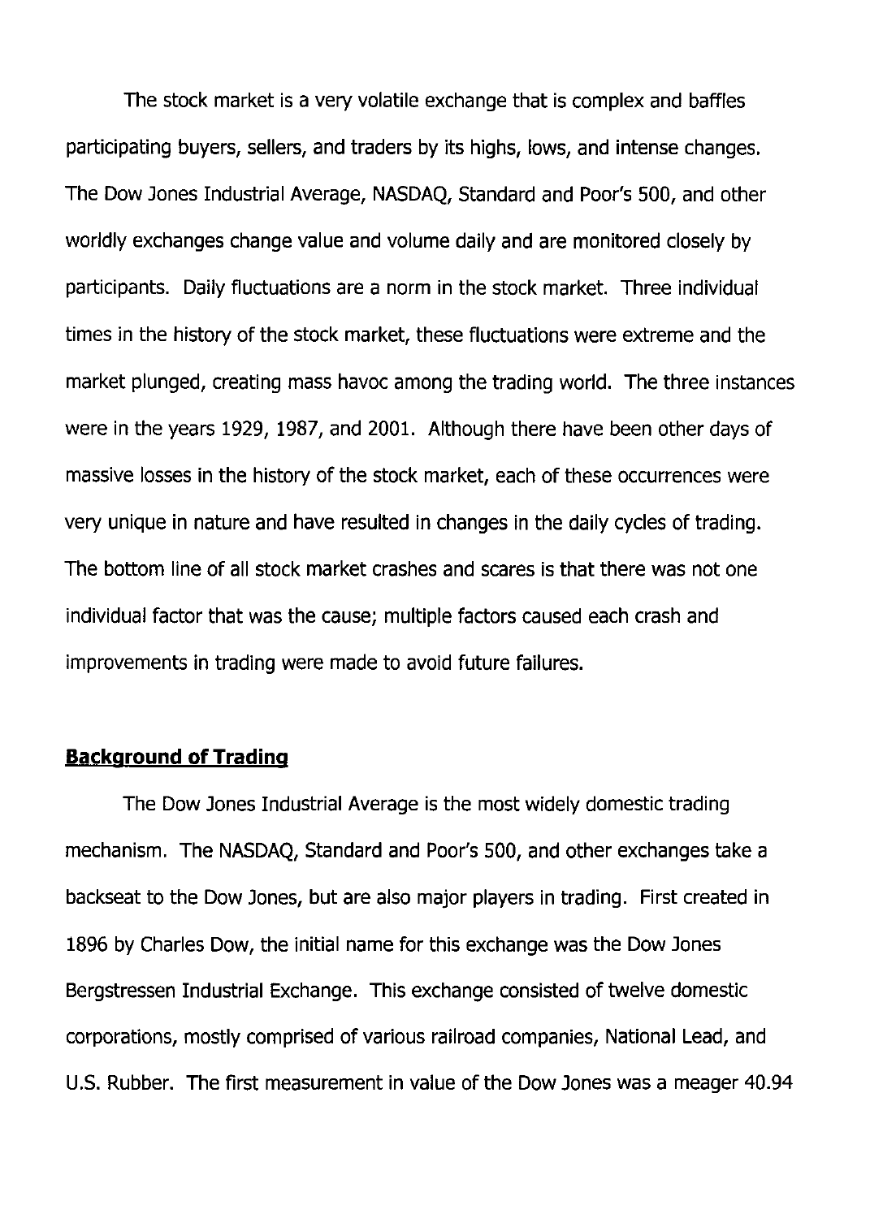The stock market is a very volatile exchange that is complex and baffles participating buyers, sellers, and traders by its highs, lows, and intense changes. The Dow Jones Industrial Average, NASDAQ, Standard and Poor's 500, and other worldly exchanges change value and volume daily and are monitored closely by participants. Daily fluctuations are a norm in the stock market. Three individual times in the history of the stock market, these fluctuations were extreme and the market plunged, creating mass havoc among the trading world. The three instances were in the years 1929, 1987, and 2001. Although there have been other days of massive losses in the history of the stock market, each of these occurrences were very unique in nature and have resulted in changes in the daily cycles of trading. The bottom line of all stock market crashes and scares is that there was not one individual factor that was the cause; multiple factors caused each crash and improvements in trading were made to avoid future failures.

## Background of Trading

The Dow Jones Industrial Average is the most widely domestic trading mechanism. The NASDAQ, Standard and Poor's 500, and other exchanges take a backseat to the Dow Jones, but are also major players in trading. First created in 1896 by Charles Dow, the initial name for this exchange was the Dow Jones Bergstressen Industrial Exchange. This exchange consisted of twelve domestic corporations, mostly comprised of various railroad companies, National Lead, and U.S. Rubber. The first measurement in value of the Dow Jones was a meager 40.94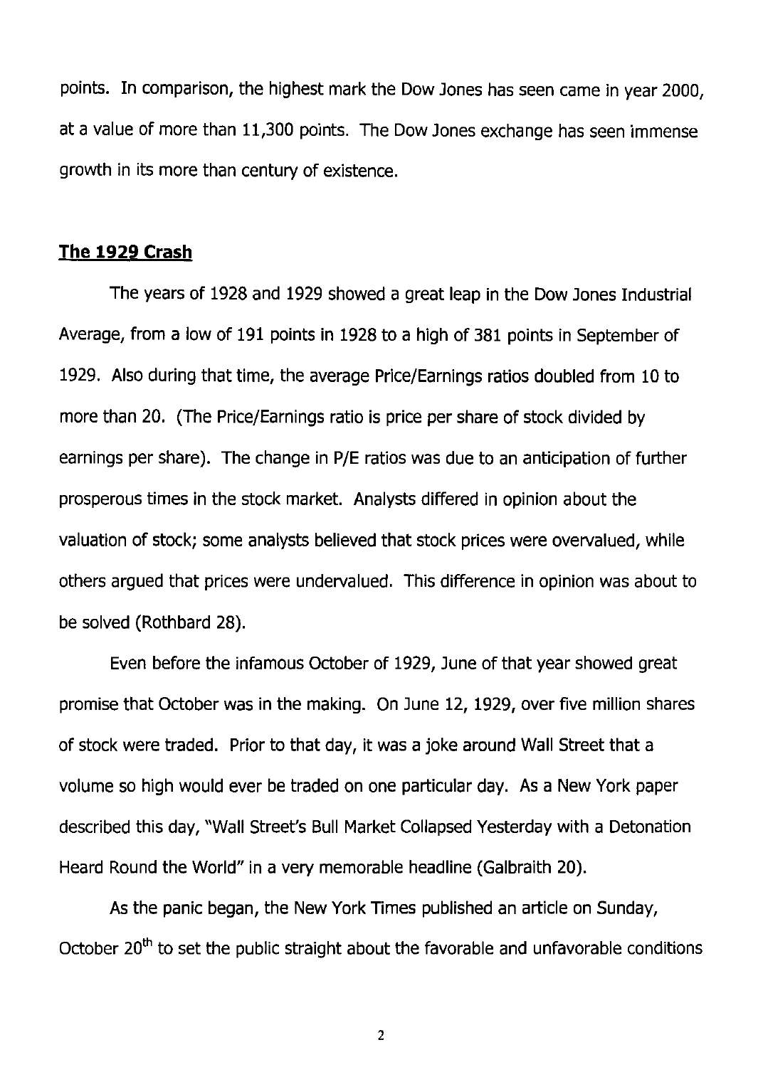points. In comparison, the highest mark the Dow Jones has seen came in year 2000, at a value of more than 11,300 points. The Dow Jones exchange has seen immense growth in its more than century of existence.

## **The 1929 Crash**

The years of 1928 and 1929 showed a great leap in the Dow Jones Industrial Average, from a low of 191 points in 1928 to a high of 381 points in September of 1929. Also during that time, the average Price/Earnings ratios doubled from 10 to more than 20. (The Price/Earnings ratio is price per share of stock divided by earnings per share). The change in P/E ratios was due to an anticipation of further prosperous times in the stock market. Analysts differed in opinion about the valuation of stock; some analysts believed that stock prices were overvalued, while others argued that prices were undervalued. This difference in opinion was about to be solved (Rothbard 28).

Even before the infamous October of 1929, June of that year showed great promise that October was in the making. On June 12, 1929, over five million shares of stock were traded. Prior to that day, it was a joke around Wall Street that a volume so high would ever be traded on one particular day. As a New York paper described this day, "Wall Street's Bull Market Collapsed Yesterday with a Detonation Heard Round the World" in a very memorable headline (Galbraith 20).

As the panic began, the New York Times published an article on Sunday, October 20th to set the public straight about the favorable and unfavorable conditions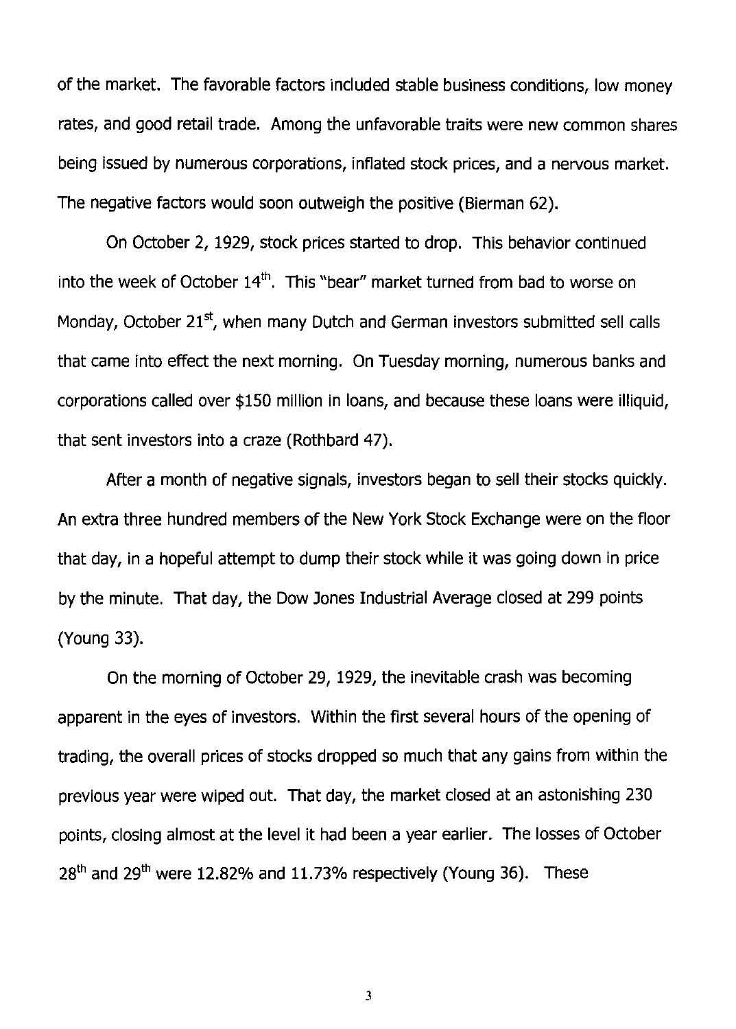of the market. The favorable factors included stable business conditions, low money rates, and good retail trade. Among the unfavorable traits were new common shares being issued by numerous corporations, inflated stock prices, and a nervous market. The negative factors would soon outweigh the positive (Bierman 62).

On October 2, 1929, stock prices started to drop. This behavior continued into the week of October 14th. This "bear" market turned from bad to worse on Monday, October 21st, when many Dutch and German investors submitted sell calls that came into effect the next morning. On Tuesday morning, numerous banks and corporations called over $150 million in loans, and because these loans were illiquid, that sent investors into a craze (Rothbard 47).

After a month of negative signals, investors began to sell their stocks quickly. An extra three hundred members of the New York Stock Exchange were on the floor that day, in a hopeful attempt to dump their stock while it was going down in price by the minute. That day, the Dow Jones Industrial Average closed at 299 points (Young 33).

On the morning of October 29, 1929, the inevitable crash was becoming apparent in the eyes of investors. Within the first several hours of the opening of trading, the overall prices of stocks dropped so much that any gains from within the previous year were wiped out. That day, the market closed at an astonishing 230 points, closing almost at the level it had been a year earlier. The losses of October 28th and 29th were 12.82% and 11.73% respectively (Young 36). These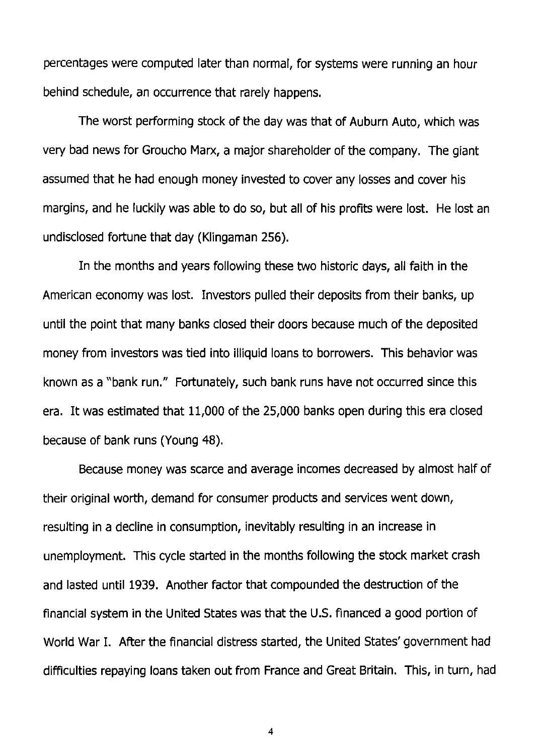percentages were computed later than normal, for systems were running an hour behind schedule, an occurrence that rarely happens.

The worst performing stock of the day was that of Auburn Auto, which was very bad news for Groucho Marx, a major shareholder of the company. The giant assumed that he had enough money invested to cover any losses and cover his margins, and he luckily was able to do so, but all of his profits were lost. He lost an undisclosed fortune that day (Klingaman 256).

In the months and years following these two historic days, all faith in the American economy was lost. Investors pulled their deposits from their banks, up until the point that many banks closed their doors because much of the deposited money from investors was tied into illiquid loans to borrowers. This behavior was known as a "bank run." Fortunately, such bank runs have not occurred since this era. It was estimated that 11,000 of the 25,000 banks open during this era closed because of bank runs (Young 48).

Because money was scarce and average incomes decreased by almost half of their original worth, demand for consumer products and services went down, resulting in a decline in consumption, inevitably resulting in an increase in unemployment. This cycle started in the months following the stock market crash and lasted until 1939. Another factor that compounded the destruction of the financial system in the United States was that the U.S. financed a good portion of World War I. After the financial distress started, the United States' government had difficulties repaying loans taken out from France and Great Britain. This, in turn, had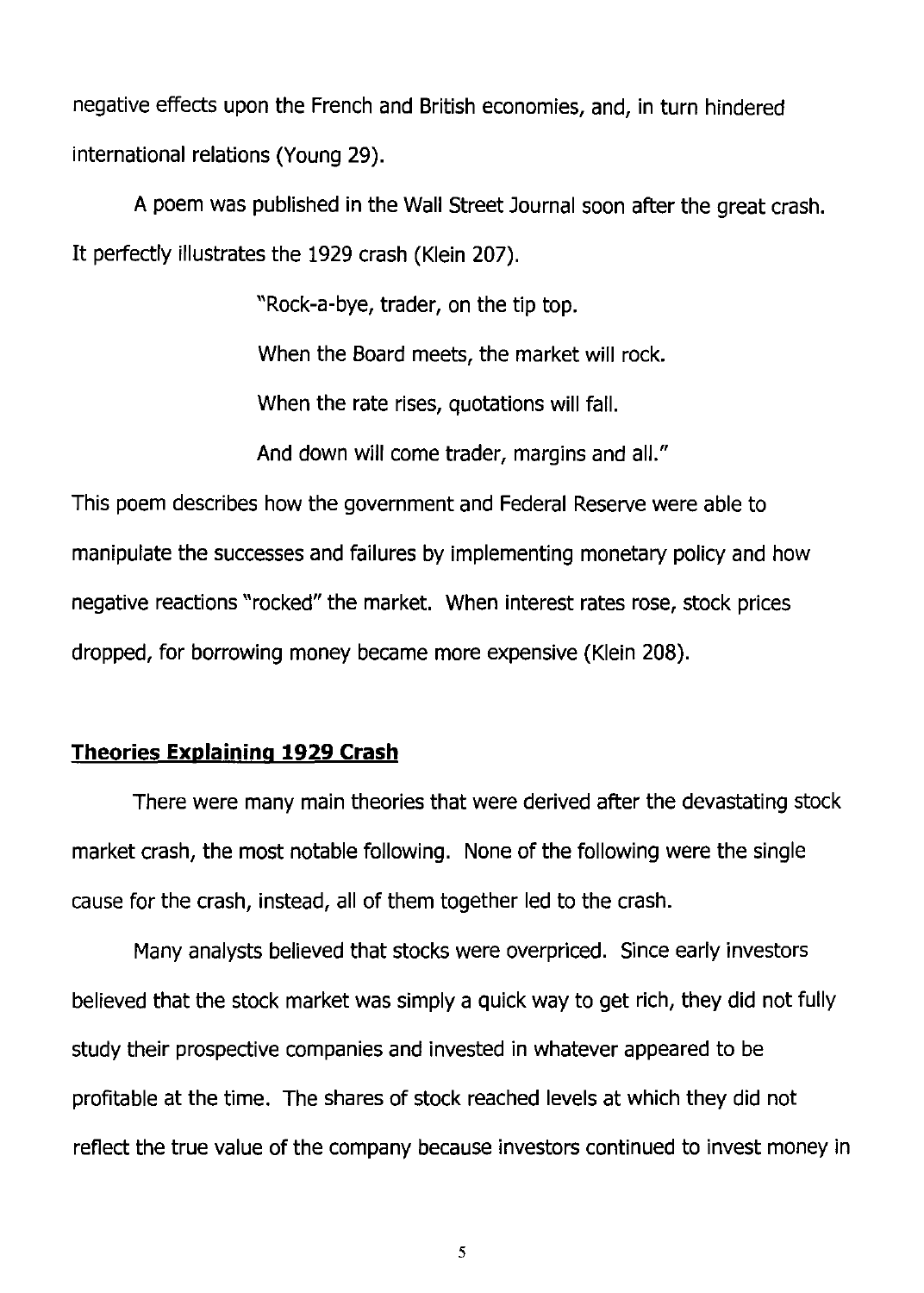negative effects upon the French and British economies, and, in turn hindered international relations (Young 29).

A poem was published in the Wall Street Journal soon after the great crash. It perfectly illustrates the 1929 crash (Klein 207).

> "Rock-a-bye, trader, on the tip top.
>
> When the Board meets, the market will rock.
>
> When the rate rises, quotations will fall.
>
> And down will come trader, margins and all."

This poem describes how the government and Federal Reserve were able to manipulate the successes and failures by implementing monetary policy and how negative reactions "rocked" the market. When interest rates rose, stock prices dropped, for borrowing money became more expensive (Klein 208).

## **Theories Explaining 1929 Crash**

There were many main theories that were derived after the devastating stock market crash, the most notable following. None of the following were the single cause for the crash, instead, all of them together led to the crash.

Many analysts believed that stocks were overpriced. Since early investors believed that the stock market was simply a quick way to get rich, they did not fully study their prospective companies and invested in whatever appeared to be profitable at the time. The shares of stock reached levels at which they did not reflect the true value of the company because investors continued to invest money in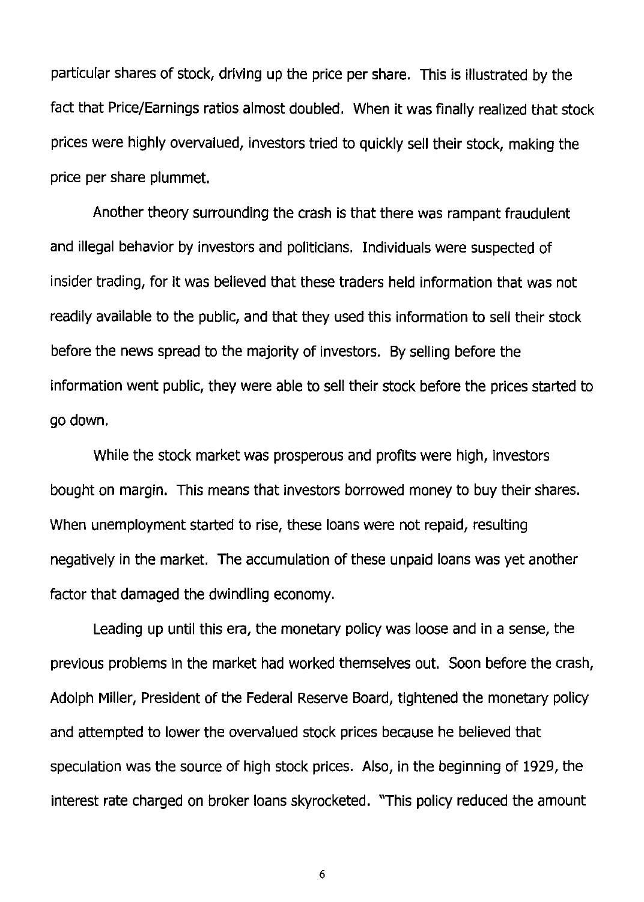particular shares of stock, driving up the price per share. This is illustrated by the fact that Price/Earnings ratios almost doubled. When it was finally realized that stock prices were highly overvalued, investors tried to quickly sell their stock, making the price per share plummet.

Another theory surrounding the crash is that there was rampant fraudulent and illegal behavior by investors and politicians. Individuals were suspected of insider trading, for it was believed that these traders held information that was not readily available to the public, and that they used this information to sell their stock before the news spread to the majority of investors. By selling before the information went public, they were able to sell their stock before the prices started to go down.

While the stock market was prosperous and profits were high, investors bought on margin. This means that investors borrowed money to buy their shares. When unemployment started to rise, these loans were not repaid, resulting negatively in the market. The accumulation of these unpaid loans was yet another factor that damaged the dwindling economy.

Leading up until this era, the monetary policy was loose and in a sense, the previous problems in the market had worked themselves out. Soon before the crash, Adolph Miller, President of the Federal Reserve Board, tightened the monetary policy and attempted to lower the overvalued stock prices because he believed that speculation was the source of high stock prices. Also, in the beginning of 1929, the interest rate charged on broker loans skyrocketed. "This policy reduced the amount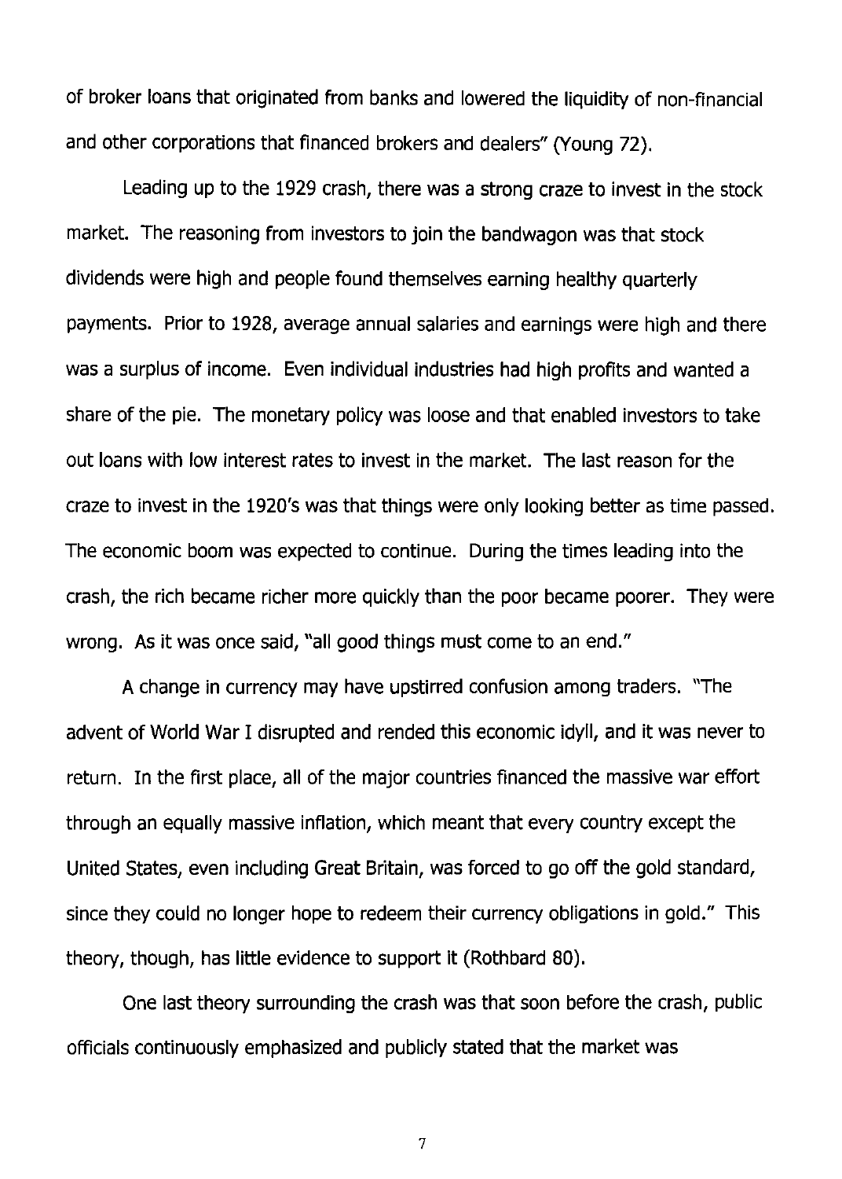of broker loans that originated from banks and lowered the liquidity of non-financial and other corporations that financed brokers and dealers" (Young 72).

Leading up to the 1929 crash, there was a strong craze to invest in the stock market. The reasoning from investors to join the bandwagon was that stock dividends were high and people found themselves earning healthy quarterly payments. Prior to 1928, average annual salaries and earnings were high and there was a surplus of income. Even individual industries had high profits and wanted a share of the pie. The monetary policy was loose and that enabled investors to take out loans with low interest rates to invest in the market. The last reason for the craze to invest in the 1920's was that things were only looking better as time passed. The economic boom was expected to continue. During the times leading into the crash, the rich became richer more quickly than the poor became poorer. They were wrong. As it was once said, "all good things must come to an end."

A change in currency may have upstirred confusion among traders. "The advent of World War I disrupted and rended this economic idyll, and it was never to return. In the first place, all of the major countries financed the massive war effort through an equally massive inflation, which meant that every country except the United States, even including Great Britain, was forced to go off the gold standard, since they could no longer hope to redeem their currency obligations in gold." This theory, though, has little evidence to support it (Rothbard 80).

One last theory surrounding the crash was that soon before the crash, public officials continuously emphasized and publicly stated that the market was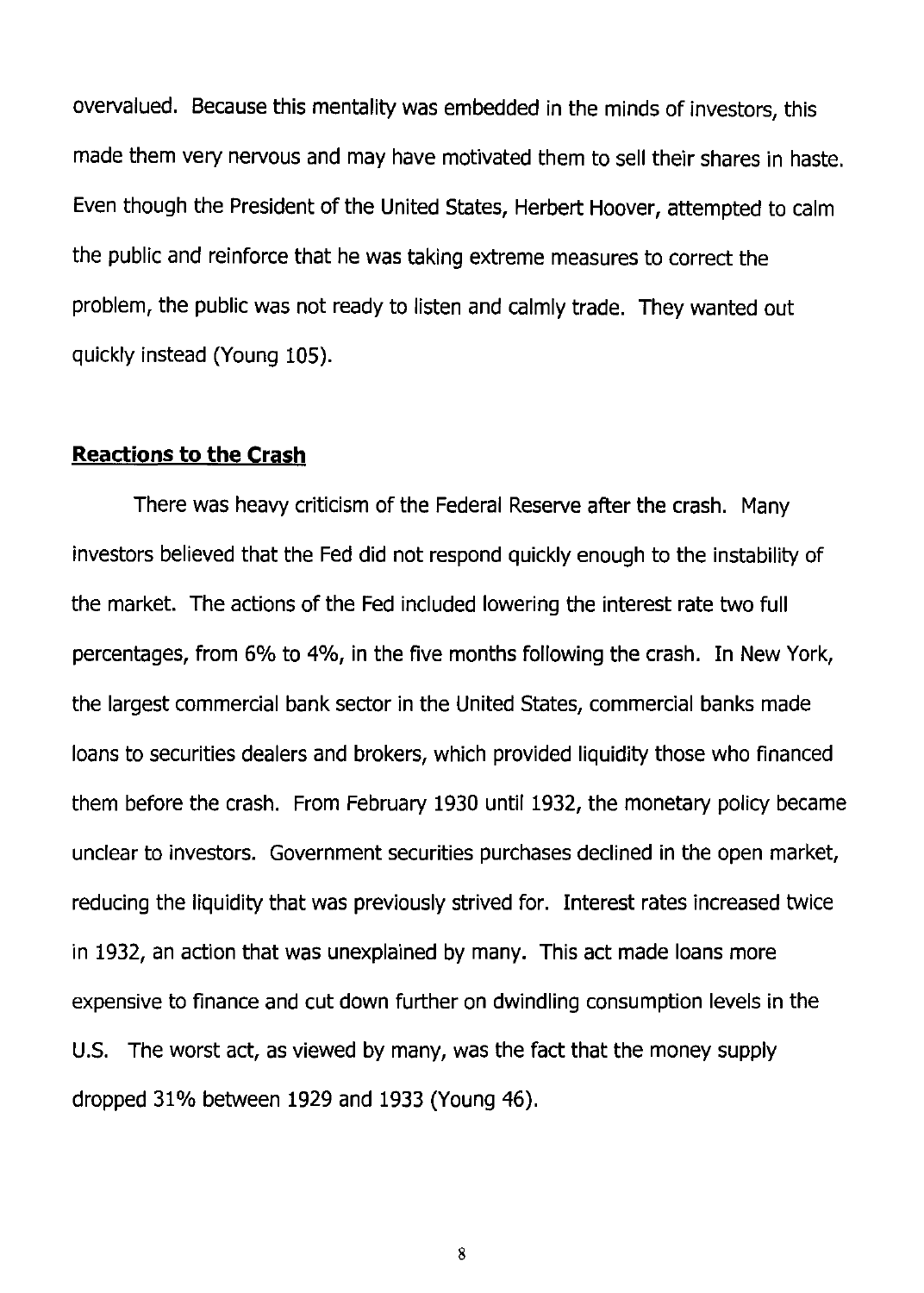overvalued. Because this mentality was embedded in the minds of investors, this made them very nervous and may have motivated them to sell their shares in haste. Even though the President of the United States, Herbert Hoover, attempted to calm the public and reinforce that he was taking extreme measures to correct the problem, the public was not ready to listen and calmly trade. They wanted out quickly instead (Young 105).

## Reactions to the Crash

There was heavy criticism of the Federal Reserve after the crash. Many investors believed that the Fed did not respond quickly enough to the instability of the market. The actions of the Fed included lowering the interest rate two full percentages, from 6% to 4%, in the five months following the crash. In New York, the largest commercial bank sector in the United States, commercial banks made loans to securities dealers and brokers, which provided liquidity those who financed them before the crash. From February 1930 until 1932, the monetary policy became unclear to investors. Government securities purchases declined in the open market, reducing the liquidity that was previously strived for. Interest rates increased twice in 1932, an action that was unexplained by many. This act made loans more expensive to finance and cut down further on dwindling consumption levels in the U.S. The worst act, as viewed by many, was the fact that the money supply dropped 31% between 1929 and 1933 (Young 46).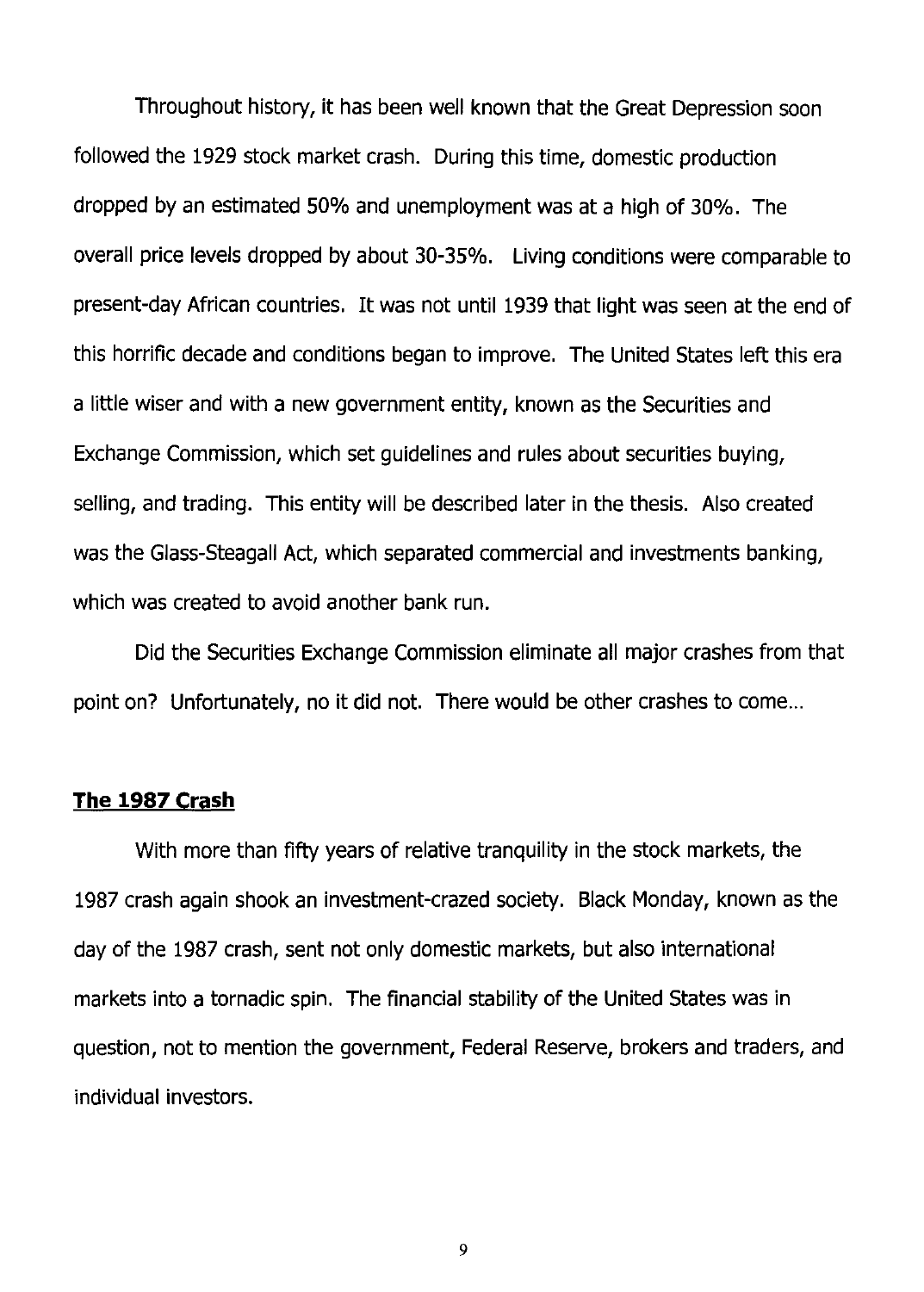Throughout history, it has been well known that the Great Depression soon followed the 1929 stock market crash. During this time, domestic production dropped by an estimated 50% and unemployment was at a high of 30%. The overall price levels dropped by about 30-35%. Living conditions were comparable to present-day African countries. It was not until 1939 that light was seen at the end of this horrific decade and conditions began to improve. The United States left this era a little wiser and with a new government entity, known as the Securities and Exchange Commission, which set guidelines and rules about securities buying, selling, and trading. This entity will be described later in the thesis. Also created was the Glass-Steagall Act, which separated commercial and investments banking, which was created to avoid another bank run.

Did the Securities Exchange Commission eliminate all major crashes from that point on? Unfortunately, no it did not. There would be other crashes to come...

## **<u>The 1987 Crash</u>**

With more than fifty years of relative tranquility in the stock markets, the 1987 crash again shook an investment-crazed society. Black Monday, known as the day of the 1987 crash, sent not only domestic markets, but also international markets into a tornadic spin. The financial stability of the United States was in question, not to mention the government, Federal Reserve, brokers and traders, and individual investors.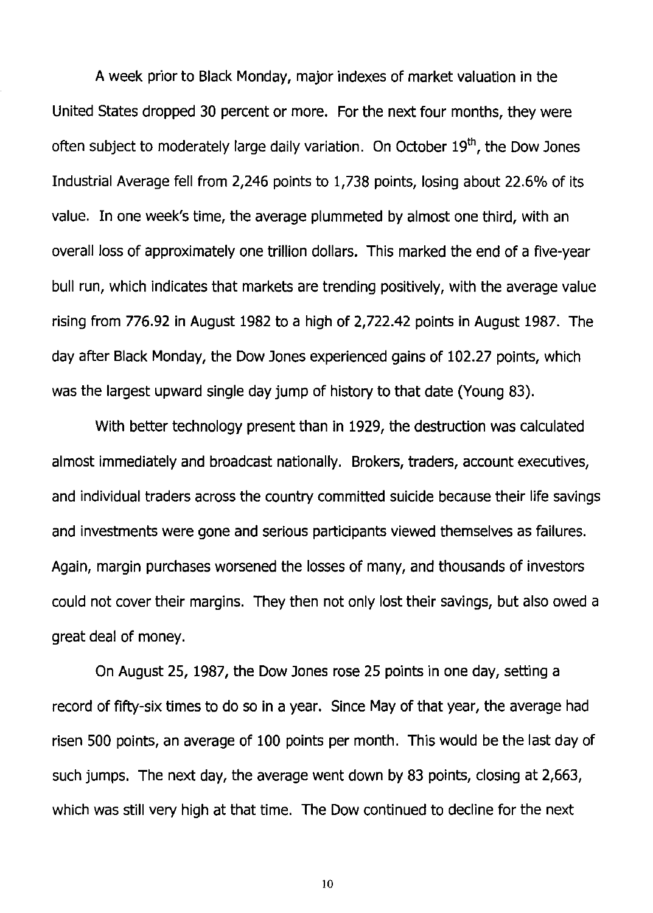A week prior to Black Monday, major indexes of market valuation in the United States dropped 30 percent or more. For the next four months, they were often subject to moderately large daily variation. On October 19th, the Dow Jones Industrial Average fell from 2,246 points to 1,738 points, losing about 22.6% of its value. In one week's time, the average plummeted by almost one third, with an overall loss of approximately one trillion dollars. This marked the end of a five-year bull run, which indicates that markets are trending positively, with the average value rising from 776.92 in August 1982 to a high of 2,722.42 points in August 1987. The day after Black Monday, the Dow Jones experienced gains of 102.27 points, which was the largest upward single day jump of history to that date (Young 83).

With better technology present than in 1929, the destruction was calculated almost immediately and broadcast nationally. Brokers, traders, account executives, and individual traders across the country committed suicide because their life savings and investments were gone and serious participants viewed themselves as failures. Again, margin purchases worsened the losses of many, and thousands of investors could not cover their margins. They then not only lost their savings, but also owed a great deal of money.

On August 25, 1987, the Dow Jones rose 25 points in one day, setting a record of fifty-six times to do so in a year. Since May of that year, the average had risen 500 points, an average of 100 points per month. This would be the last day of such jumps. The next day, the average went down by 83 points, closing at 2,663, which was still very high at that time. The Dow continued to decline for the next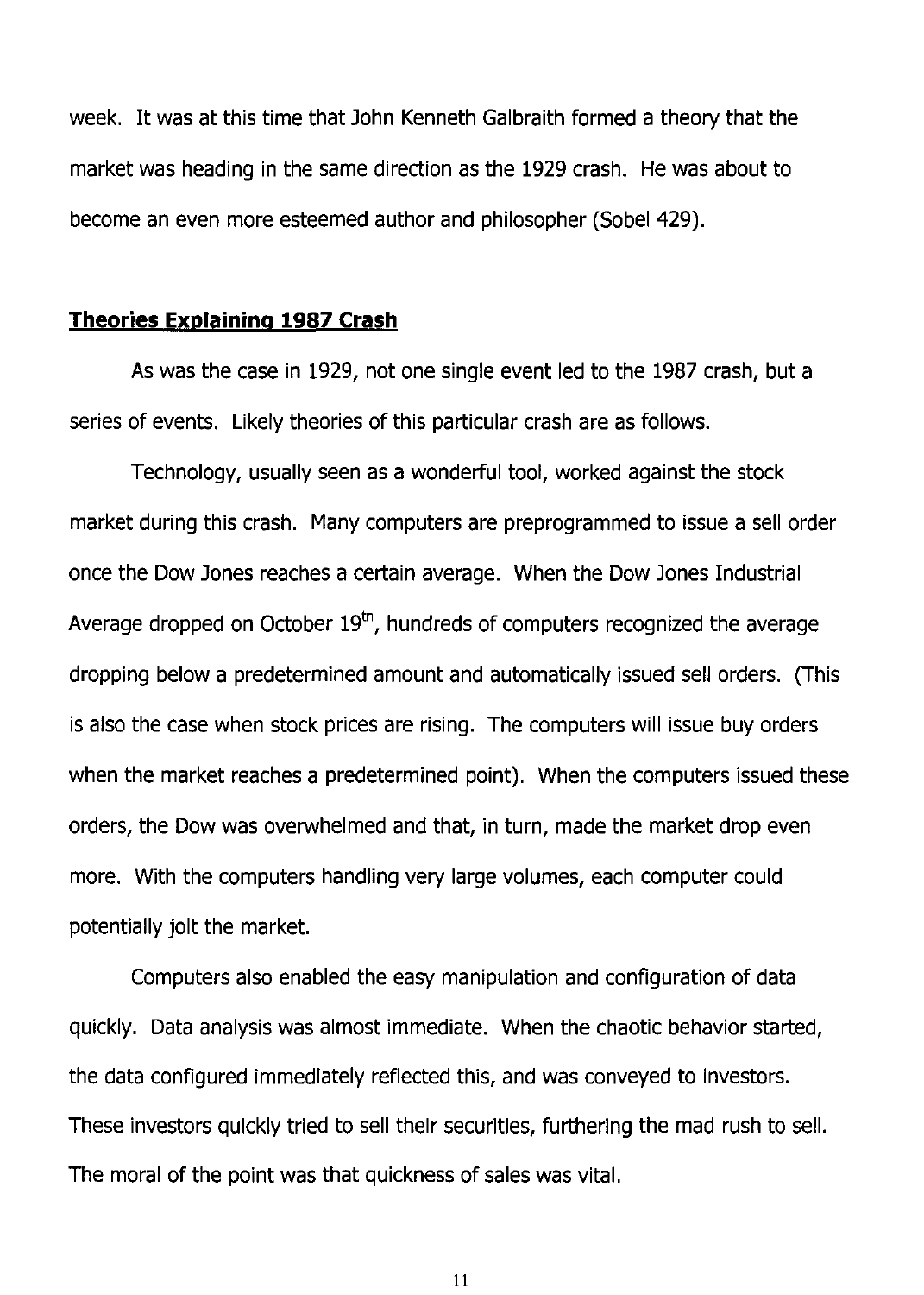week. It was at this time that John Kenneth Galbraith formed a theory that the market was heading in the same direction as the 1929 crash. He was about to become an even more esteemed author and philosopher (Sobel 429).

## Theories Explaining 1987 Crash

As was the case in 1929, not one single event led to the 1987 crash, but a series of events. Likely theories of this particular crash are as follows.

Technology, usually seen as a wonderful tool, worked against the stock market during this crash. Many computers are preprogrammed to issue a sell order once the Dow Jones reaches a certain average. When the Dow Jones Industrial Average dropped on October 19th, hundreds of computers recognized the average dropping below a predetermined amount and automatically issued sell orders. (This is also the case when stock prices are rising. The computers will issue buy orders when the market reaches a predetermined point). When the computers issued these orders, the Dow was overwhelmed and that, in turn, made the market drop even more. With the computers handling very large volumes, each computer could potentially jolt the market.

Computers also enabled the easy manipulation and configuration of data quickly. Data analysis was almost immediate. When the chaotic behavior started, the data configured immediately reflected this, and was conveyed to investors. These investors quickly tried to sell their securities, furthering the mad rush to sell. The moral of the point was that quickness of sales was vital.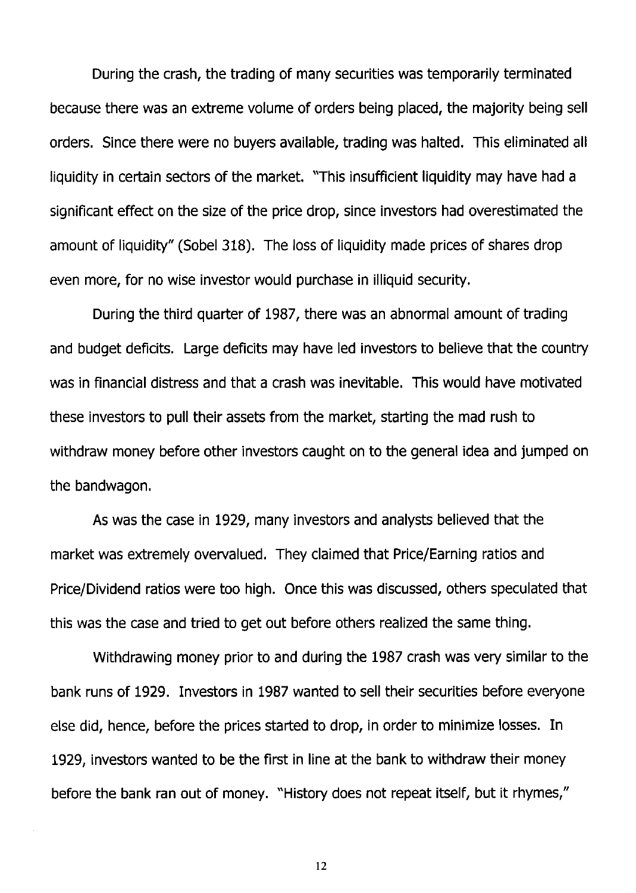During the crash, the trading of many securities was temporarily terminated because there was an extreme volume of orders being placed, the majority being sell orders. Since there were no buyers available, trading was halted. This eliminated all liquidity in certain sectors of the market. "This insufficient liquidity may have had a significant effect on the size of the price drop, since investors had overestimated the amount of liquidity" (Sobel 318). The loss of liquidity made prices of shares drop even more, for no wise investor would purchase in illiquid security.

During the third quarter of 1987, there was an abnormal amount of trading and budget deficits. Large deficits may have led investors to believe that the country was in financial distress and that a crash was inevitable. This would have motivated these investors to pull their assets from the market, starting the mad rush to withdraw money before other investors caught on to the general idea and jumped on the bandwagon.

As was the case in 1929, many investors and analysts believed that the market was extremely overvalued. They claimed that Price/Earning ratios and Price/Dividend ratios were too high. Once this was discussed, others speculated that this was the case and tried to get out before others realized the same thing.

Withdrawing money prior to and during the 1987 crash was very similar to the bank runs of 1929. Investors in 1987 wanted to sell their securities before everyone else did, hence, before the prices started to drop, in order to minimize losses. In 1929, investors wanted to be the first in line at the bank to withdraw their money before the bank ran out of money. "History does not repeat itself, but it rhymes,"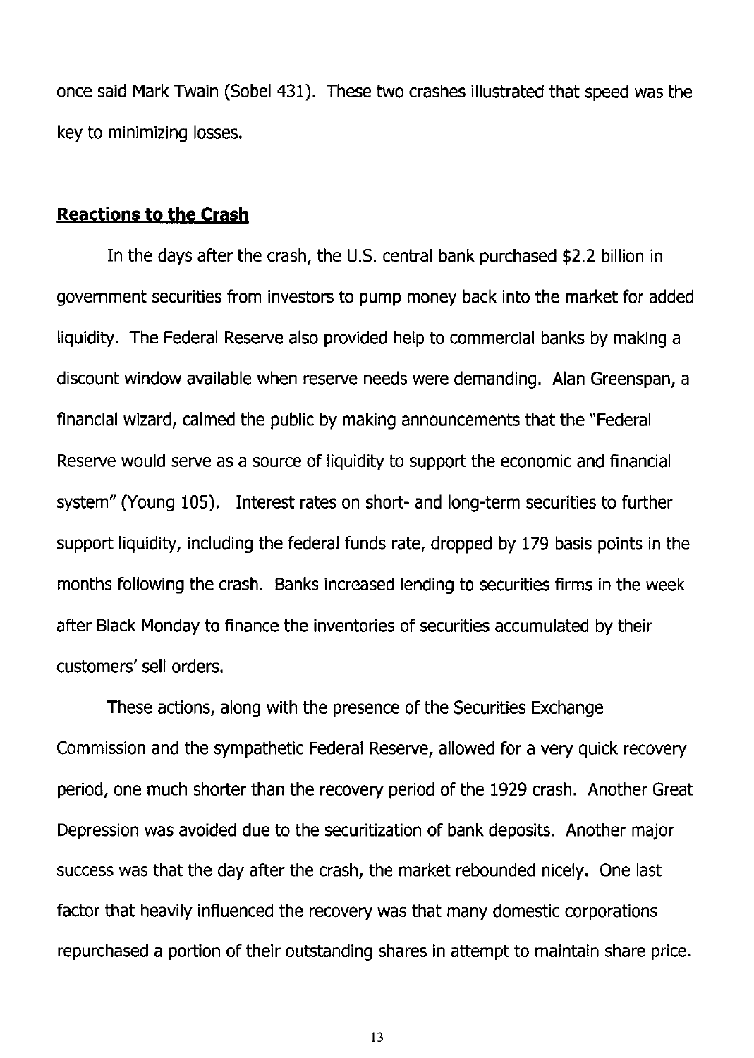once said Mark Twain (Sobel 431). These two crashes illustrated that speed was the key to minimizing losses.

## Reactions to the Crash

In the days after the crash, the U.S. central bank purchased $2.2 billion in government securities from investors to pump money back into the market for added liquidity. The Federal Reserve also provided help to commercial banks by making a discount window available when reserve needs were demanding. Alan Greenspan, a financial wizard, calmed the public by making announcements that the "Federal Reserve would serve as a source of liquidity to support the economic and financial system" (Young 105). Interest rates on short- and long-term securities to further support liquidity, including the federal funds rate, dropped by 179 basis points in the months following the crash. Banks increased lending to securities firms in the week after Black Monday to finance the inventories of securities accumulated by their customers' sell orders.

These actions, along with the presence of the Securities Exchange Commission and the sympathetic Federal Reserve, allowed for a very quick recovery period, one much shorter than the recovery period of the 1929 crash. Another Great Depression was avoided due to the securitization of bank deposits. Another major success was that the day after the crash, the market rebounded nicely. One last factor that heavily influenced the recovery was that many domestic corporations repurchased a portion of their outstanding shares in attempt to maintain share price.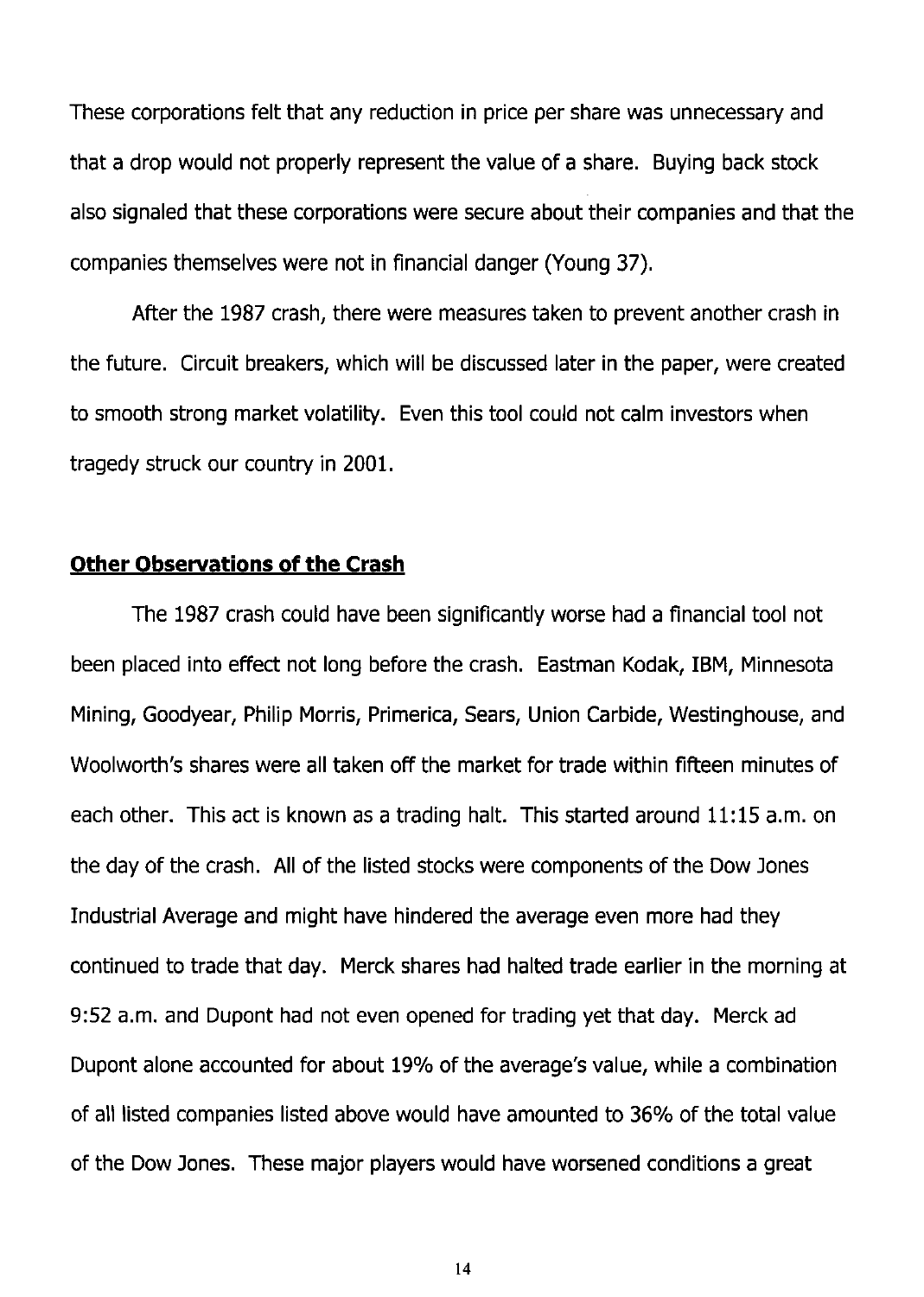These corporations felt that any reduction in price per share was unnecessary and that a drop would not properly represent the value of a share. Buying back stock also signaled that these corporations were secure about their companies and that the companies themselves were not in financial danger (Young 37).

After the 1987 crash, there were measures taken to prevent another crash in the future. Circuit breakers, which will be discussed later in the paper, were created to smooth strong market volatility. Even this tool could not calm investors when tragedy struck our country in 2001.

## Other Observations of the Crash

The 1987 crash could have been significantly worse had a financial tool not been placed into effect not long before the crash. Eastman Kodak, IBM, Minnesota Mining, Goodyear, Philip Morris, Primerica, Sears, Union Carbide, Westinghouse, and Woolworth's shares were all taken off the market for trade within fifteen minutes of each other. This act is known as a trading halt. This started around 11:15 a.m. on the day of the crash. All of the listed stocks were components of the Dow Jones Industrial Average and might have hindered the average even more had they continued to trade that day. Merck shares had halted trade earlier in the morning at 9:52 a.m. and Dupont had not even opened for trading yet that day. Merck ad Dupont alone accounted for about 19% of the average's value, while a combination of all listed companies listed above would have amounted to 36% of the total value of the Dow Jones. These major players would have worsened conditions a great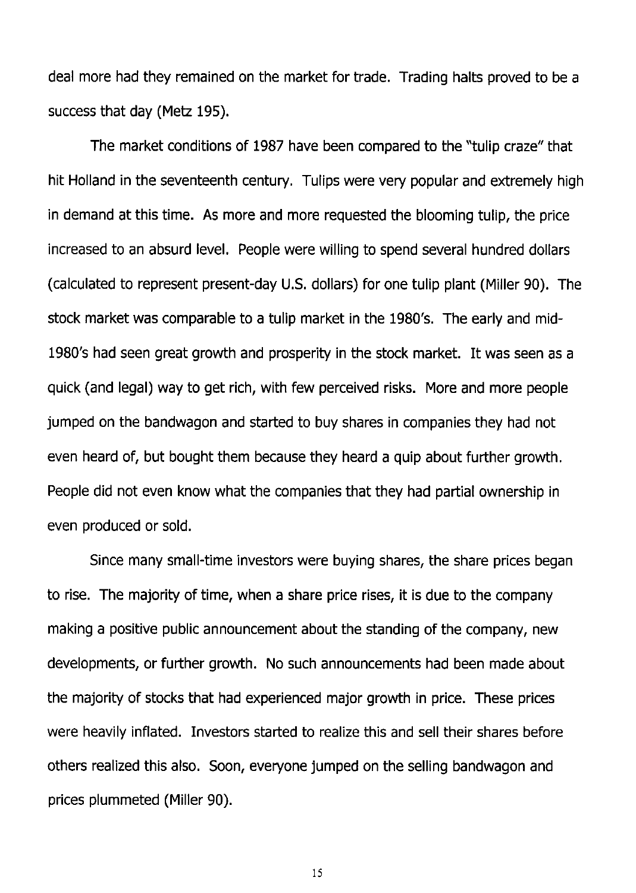deal more had they remained on the market for trade. Trading halts proved to be a success that day (Metz 195).

The market conditions of 1987 have been compared to the "tulip craze" that hit Holland in the seventeenth century. Tulips were very popular and extremely high in demand at this time. As more and more requested the blooming tulip, the price increased to an absurd level. People were willing to spend several hundred dollars (calculated to represent present-day U.S. dollars) for one tulip plant (Miller 90). The stock market was comparable to a tulip market in the 1980's. The early and mid-1980's had seen great growth and prosperity in the stock market. It was seen as a quick (and legal) way to get rich, with few perceived risks. More and more people jumped on the bandwagon and started to buy shares in companies they had not even heard of, but bought them because they heard a quip about further growth. People did not even know what the companies that they had partial ownership in even produced or sold.

Since many small-time investors were buying shares, the share prices began to rise. The majority of time, when a share price rises, it is due to the company making a positive public announcement about the standing of the company, new developments, or further growth. No such announcements had been made about the majority of stocks that had experienced major growth in price. These prices were heavily inflated. Investors started to realize this and sell their shares before others realized this also. Soon, everyone jumped on the selling bandwagon and prices plummeted (Miller 90).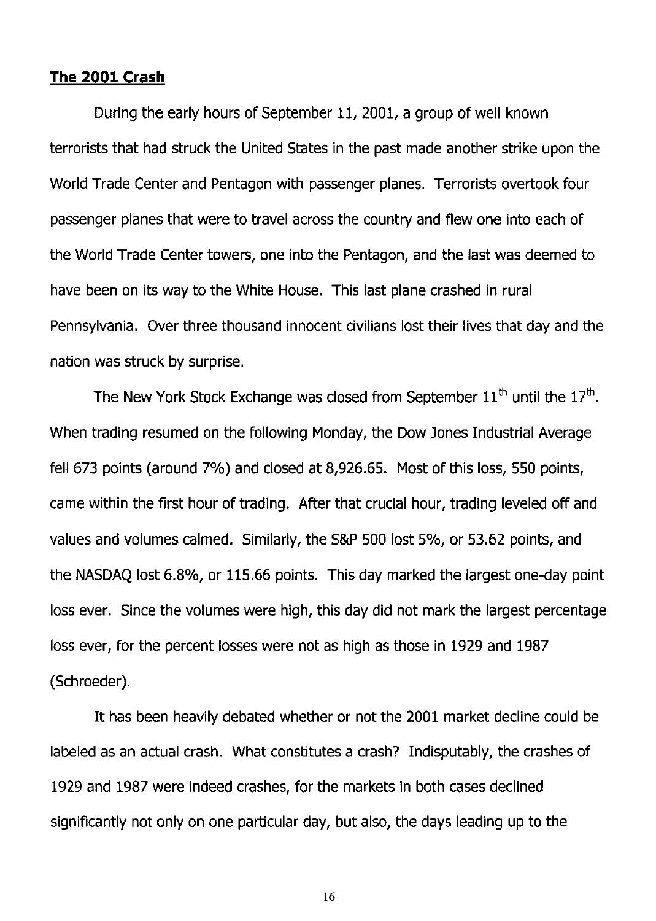## The 2001 Crash

During the early hours of September 11, 2001, a group of well known terrorists that had struck the United States in the past made another strike upon the World Trade Center and Pentagon with passenger planes. Terrorists overtook four passenger planes that were to travel across the country and flew one into each of the World Trade Center towers, one into the Pentagon, and the last was deemed to have been on its way to the White House. This last plane crashed in rural Pennsylvania. Over three thousand innocent civilians lost their lives that day and the nation was struck by surprise.

The New York Stock Exchange was closed from September 11th until the 17th. When trading resumed on the following Monday, the Dow Jones Industrial Average fell 673 points (around 7%) and closed at 8,926.65. Most of this loss, 550 points, came within the first hour of trading. After that crucial hour, trading leveled off and values and volumes calmed. Similarly, the S&P 500 lost 5%, or 53.62 points, and the NASDAQ lost 6.8%, or 115.66 points. This day marked the largest one-day point loss ever. Since the volumes were high, this day did not mark the largest percentage loss ever, for the percent losses were not as high as those in 1929 and 1987 (Schroeder).

It has been heavily debated whether or not the 2001 market decline could be labeled as an actual crash. What constitutes a crash? Indisputably, the crashes of 1929 and 1987 were indeed crashes, for the markets in both cases declined significantly not only on one particular day, but also, the days leading up to the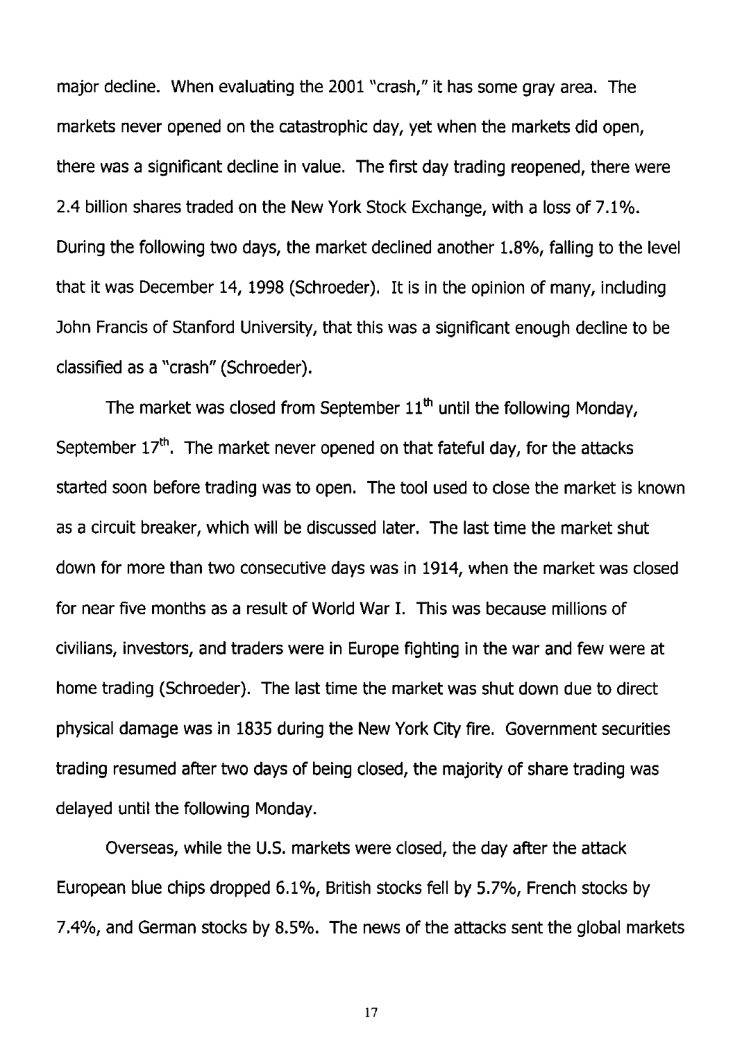major decline. When evaluating the 2001 "crash," it has some gray area. The markets never opened on the catastrophic day, yet when the markets did open, there was a significant decline in value. The first day trading reopened, there were 2.4 billion shares traded on the New York Stock Exchange, with a loss of 7.1%. During the following two days, the market declined another 1.8%, falling to the level that it was December 14, 1998 (Schroeder). It is in the opinion of many, including John Francis of Stanford University, that this was a significant enough decline to be classified as a "crash" (Schroeder).

The market was closed from September 11th until the following Monday, September 17th. The market never opened on that fateful day, for the attacks started soon before trading was to open. The tool used to close the market is known as a circuit breaker, which will be discussed later. The last time the market shut down for more than two consecutive days was in 1914, when the market was closed for near five months as a result of World War I. This was because millions of civilians, investors, and traders were in Europe fighting in the war and few were at home trading (Schroeder). The last time the market was shut down due to direct physical damage was in 1835 during the New York City fire. Government securities trading resumed after two days of being closed, the majority of share trading was delayed until the following Monday.

Overseas, while the U.S. markets were closed, the day after the attack European blue chips dropped 6.1%, British stocks fell by 5.7%, French stocks by 7.4%, and German stocks by 8.5%. The news of the attacks sent the global markets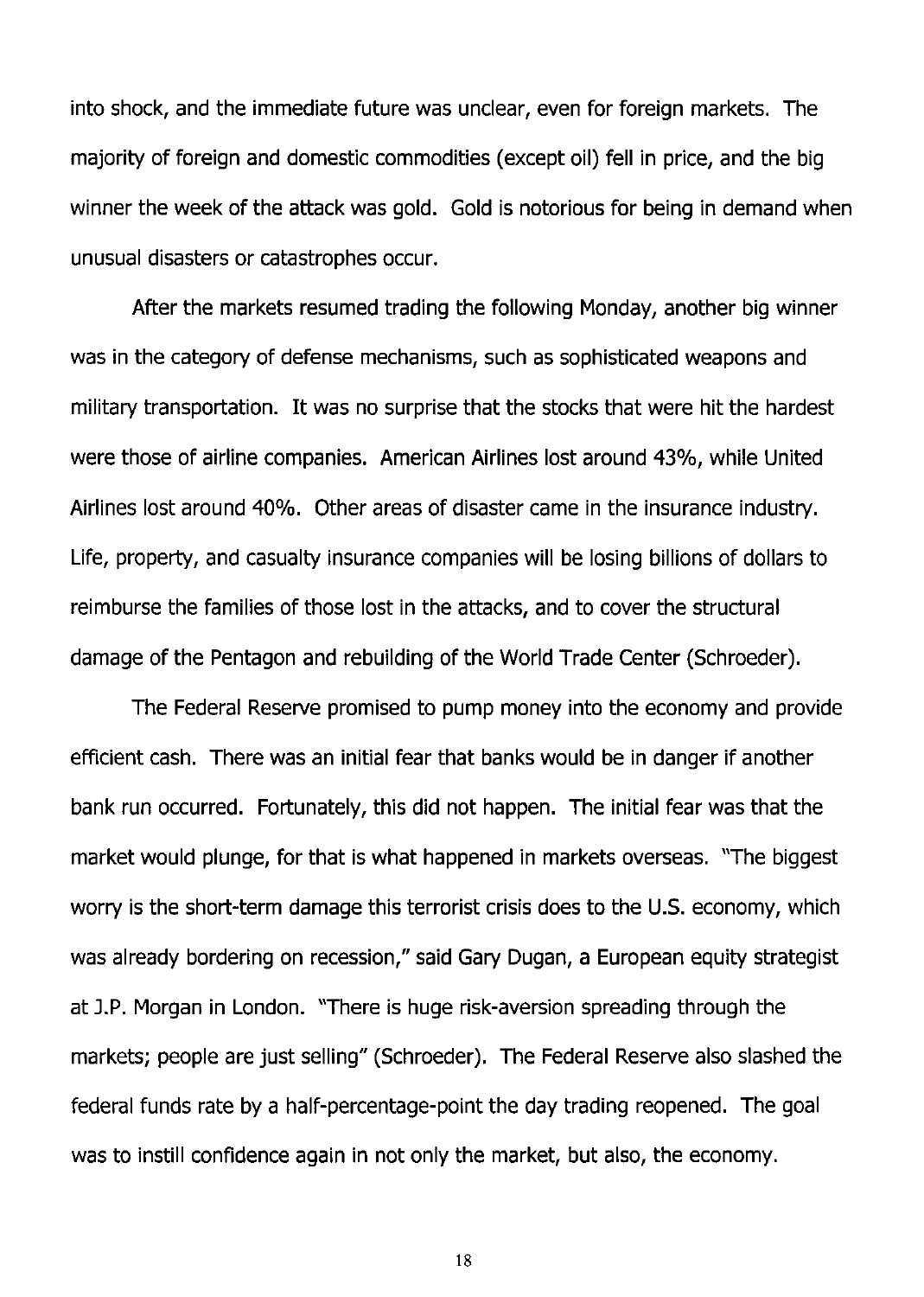into shock, and the immediate future was unclear, even for foreign markets. The majority of foreign and domestic commodities (except oil) fell in price, and the big winner the week of the attack was gold. Gold is notorious for being in demand when unusual disasters or catastrophes occur.

After the markets resumed trading the following Monday, another big winner was in the category of defense mechanisms, such as sophisticated weapons and military transportation. It was no surprise that the stocks that were hit the hardest were those of airline companies. American Airlines lost around 43%, while United Airlines lost around 40%. Other areas of disaster came in the insurance industry. Life, property, and casualty insurance companies will be losing billions of dollars to reimburse the families of those lost in the attacks, and to cover the structural damage of the Pentagon and rebuilding of the World Trade Center (Schroeder).

The Federal Reserve promised to pump money into the economy and provide efficient cash. There was an initial fear that banks would be in danger if another bank run occurred. Fortunately, this did not happen. The initial fear was that the market would plunge, for that is what happened in markets overseas. "The biggest worry is the short-term damage this terrorist crisis does to the U.S. economy, which was already bordering on recession," said Gary Dugan, a European equity strategist at J.P. Morgan in London. "There is huge risk-aversion spreading through the markets; people are just selling" (Schroeder). The Federal Reserve also slashed the federal funds rate by a half-percentage-point the day trading reopened. The goal was to instill confidence again in not only the market, but also, the economy.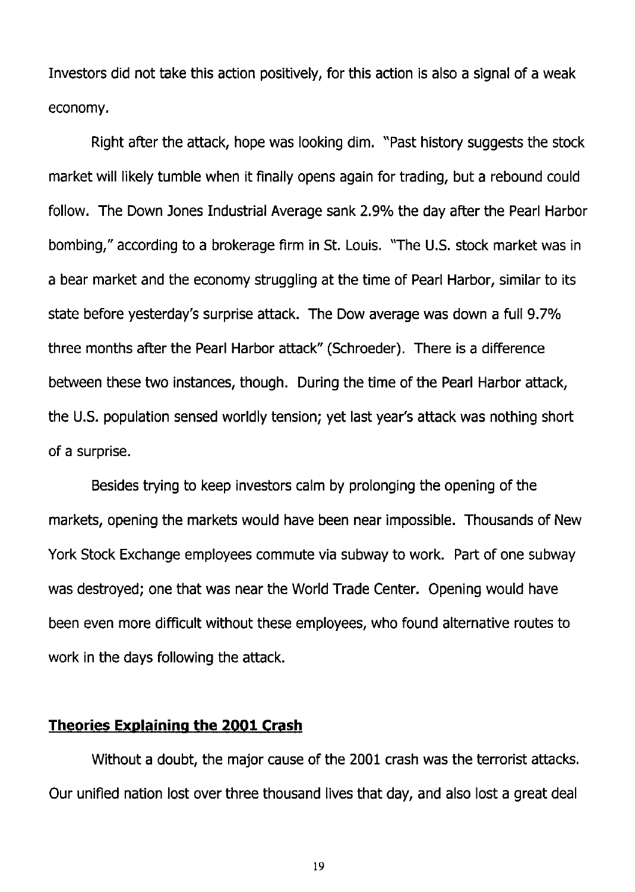Investors did not take this action positively, for this action is also a signal of a weak economy.

Right after the attack, hope was looking dim. "Past history suggests the stock market will likely tumble when it finally opens again for trading, but a rebound could follow. The Down Jones Industrial Average sank 2.9% the day after the Pearl Harbor bombing," according to a brokerage firm in St. Louis. "The U.S. stock market was in a bear market and the economy struggling at the time of Pearl Harbor, similar to its state before yesterday's surprise attack. The Dow average was down a full 9.7% three months after the Pearl Harbor attack" (Schroeder). There is a difference between these two instances, though. During the time of the Pearl Harbor attack, the U.S. population sensed worldly tension; yet last year's attack was nothing short of a surprise.

Besides trying to keep investors calm by prolonging the opening of the markets, opening the markets would have been near impossible. Thousands of New York Stock Exchange employees commute via subway to work. Part of one subway was destroyed; one that was near the World Trade Center. Opening would have been even more difficult without these employees, who found alternative routes to work in the days following the attack.

## Theories Explaining the 2001 Crash

Without a doubt, the major cause of the 2001 crash was the terrorist attacks. Our unified nation lost over three thousand lives that day, and also lost a great deal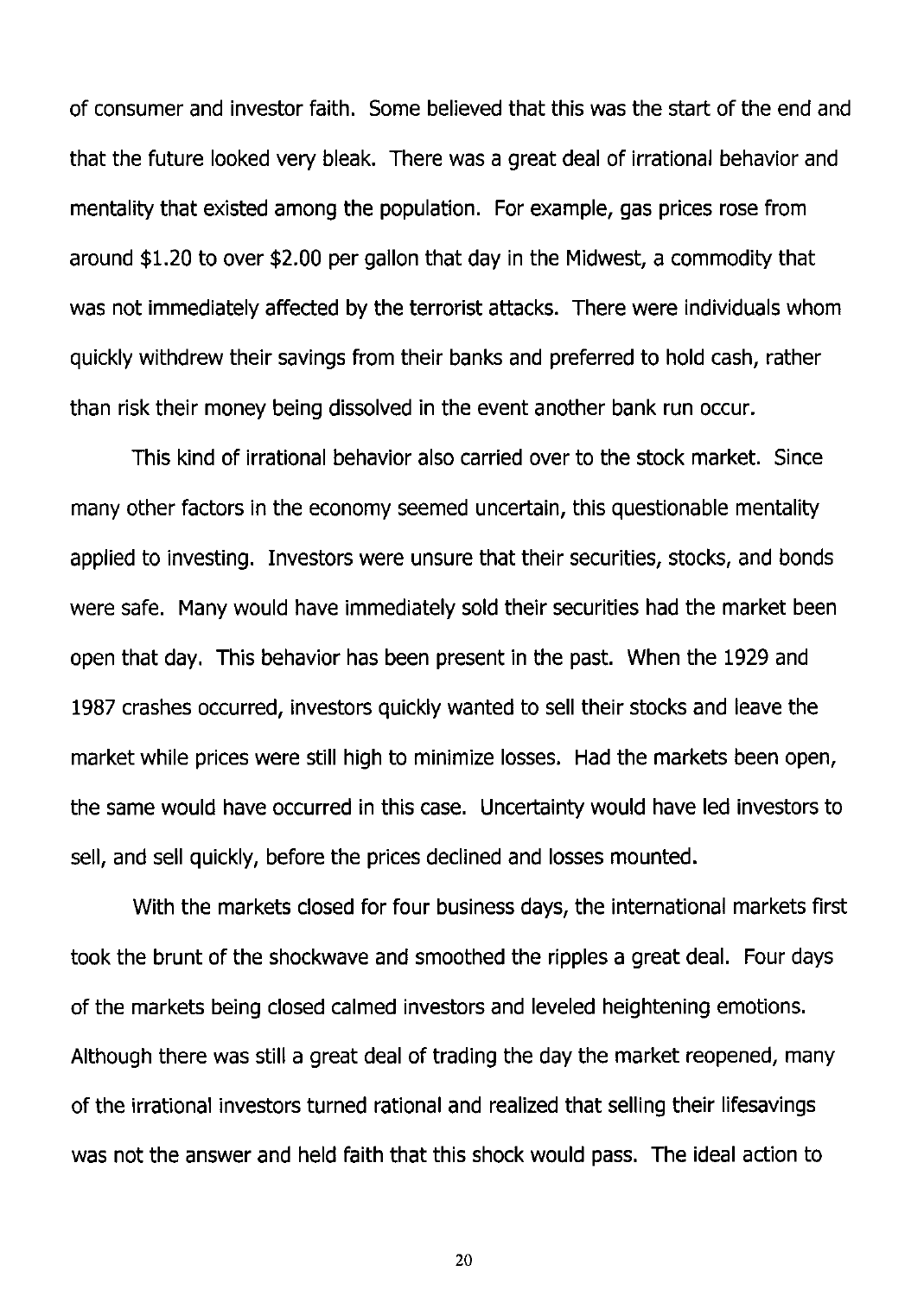of consumer and investor faith. Some believed that this was the start of the end and that the future looked very bleak. There was a great deal of irrational behavior and mentality that existed among the population. For example, gas prices rose from around $1.20 to over $2.00 per gallon that day in the Midwest, a commodity that was not immediately affected by the terrorist attacks. There were individuals whom quickly withdrew their savings from their banks and preferred to hold cash, rather than risk their money being dissolved in the event another bank run occur.

This kind of irrational behavior also carried over to the stock market. Since many other factors in the economy seemed uncertain, this questionable mentality applied to investing. Investors were unsure that their securities, stocks, and bonds were safe. Many would have immediately sold their securities had the market been open that day. This behavior has been present in the past. When the 1929 and 1987 crashes occurred, investors quickly wanted to sell their stocks and leave the market while prices were still high to minimize losses. Had the markets been open, the same would have occurred in this case. Uncertainty would have led investors to sell, and sell quickly, before the prices declined and losses mounted.

With the markets closed for four business days, the international markets first took the brunt of the shockwave and smoothed the ripples a great deal. Four days of the markets being closed calmed investors and leveled heightening emotions. Although there was still a great deal of trading the day the market reopened, many of the irrational investors turned rational and realized that selling their lifesavings was not the answer and held faith that this shock would pass. The ideal action to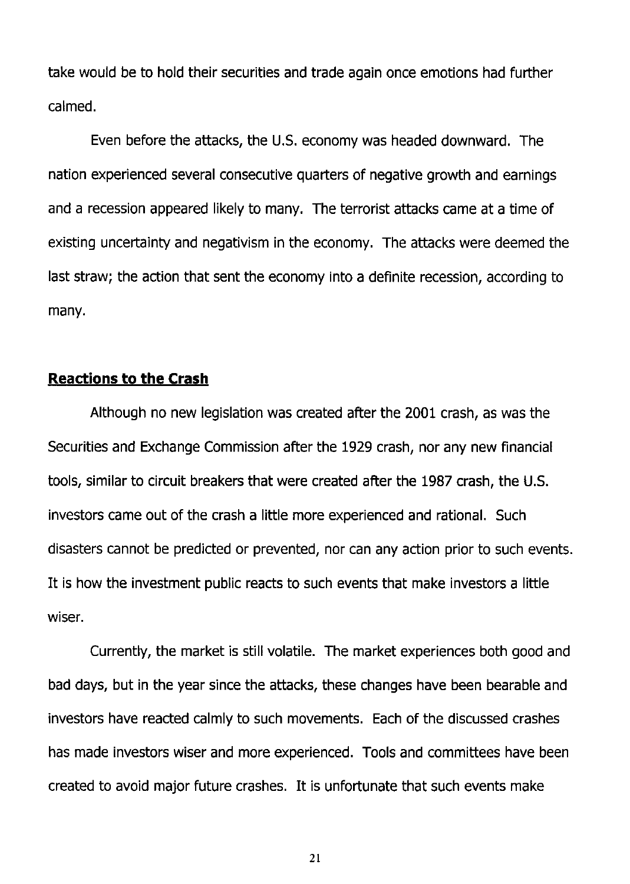take would be to hold their securities and trade again once emotions had further calmed.

Even before the attacks, the U.S. economy was headed downward. The nation experienced several consecutive quarters of negative growth and earnings and a recession appeared likely to many. The terrorist attacks came at a time of existing uncertainty and negativism in the economy. The attacks were deemed the last straw; the action that sent the economy into a definite recession, according to many.

## Reactions to the Crash

Although no new legislation was created after the 2001 crash, as was the Securities and Exchange Commission after the 1929 crash, nor any new financial tools, similar to circuit breakers that were created after the 1987 crash, the U.S. investors came out of the crash a little more experienced and rational. Such disasters cannot be predicted or prevented, nor can any action prior to such events. It is how the investment public reacts to such events that make investors a little wiser.

Currently, the market is still volatile. The market experiences both good and bad days, but in the year since the attacks, these changes have been bearable and investors have reacted calmly to such movements. Each of the discussed crashes has made investors wiser and more experienced. Tools and committees have been created to avoid major future crashes. It is unfortunate that such events make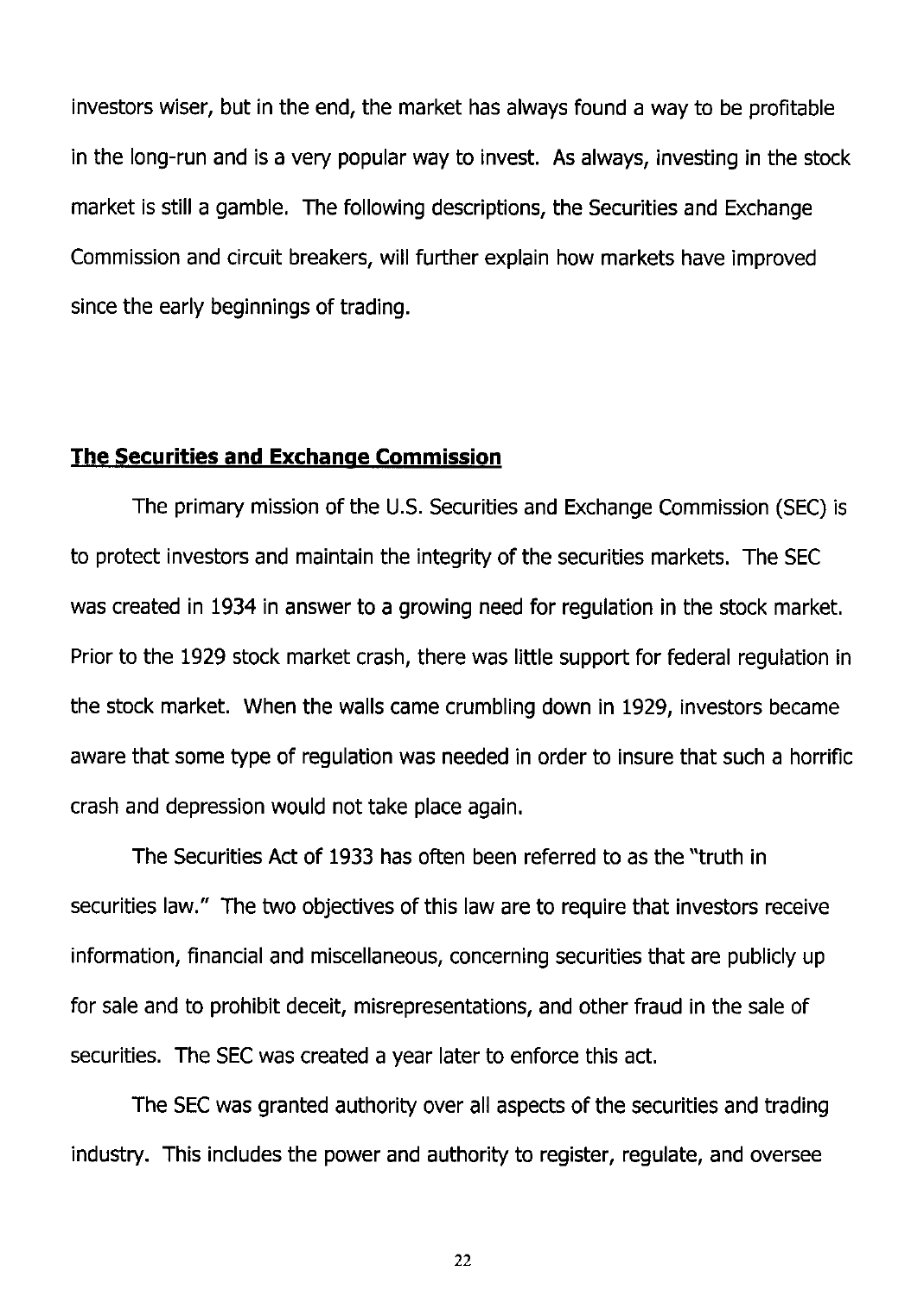investors wiser, but in the end, the market has always found a way to be profitable in the long-run and is a very popular way to invest. As always, investing in the stock market is still a gamble. The following descriptions, the Securities and Exchange Commission and circuit breakers, will further explain how markets have improved since the early beginnings of trading.

## **The Securities and Exchange Commission**

The primary mission of the U.S. Securities and Exchange Commission (SEC) is to protect investors and maintain the integrity of the securities markets. The SEC was created in 1934 in answer to a growing need for regulation in the stock market. Prior to the 1929 stock market crash, there was little support for federal regulation in the stock market. When the walls came crumbling down in 1929, investors became aware that some type of regulation was needed in order to insure that such a horrific crash and depression would not take place again.

The Securities Act of 1933 has often been referred to as the "truth in securities law." The two objectives of this law are to require that investors receive information, financial and miscellaneous, concerning securities that are publicly up for sale and to prohibit deceit, misrepresentations, and other fraud in the sale of securities. The SEC was created a year later to enforce this act.

The SEC was granted authority over all aspects of the securities and trading industry. This includes the power and authority to register, regulate, and oversee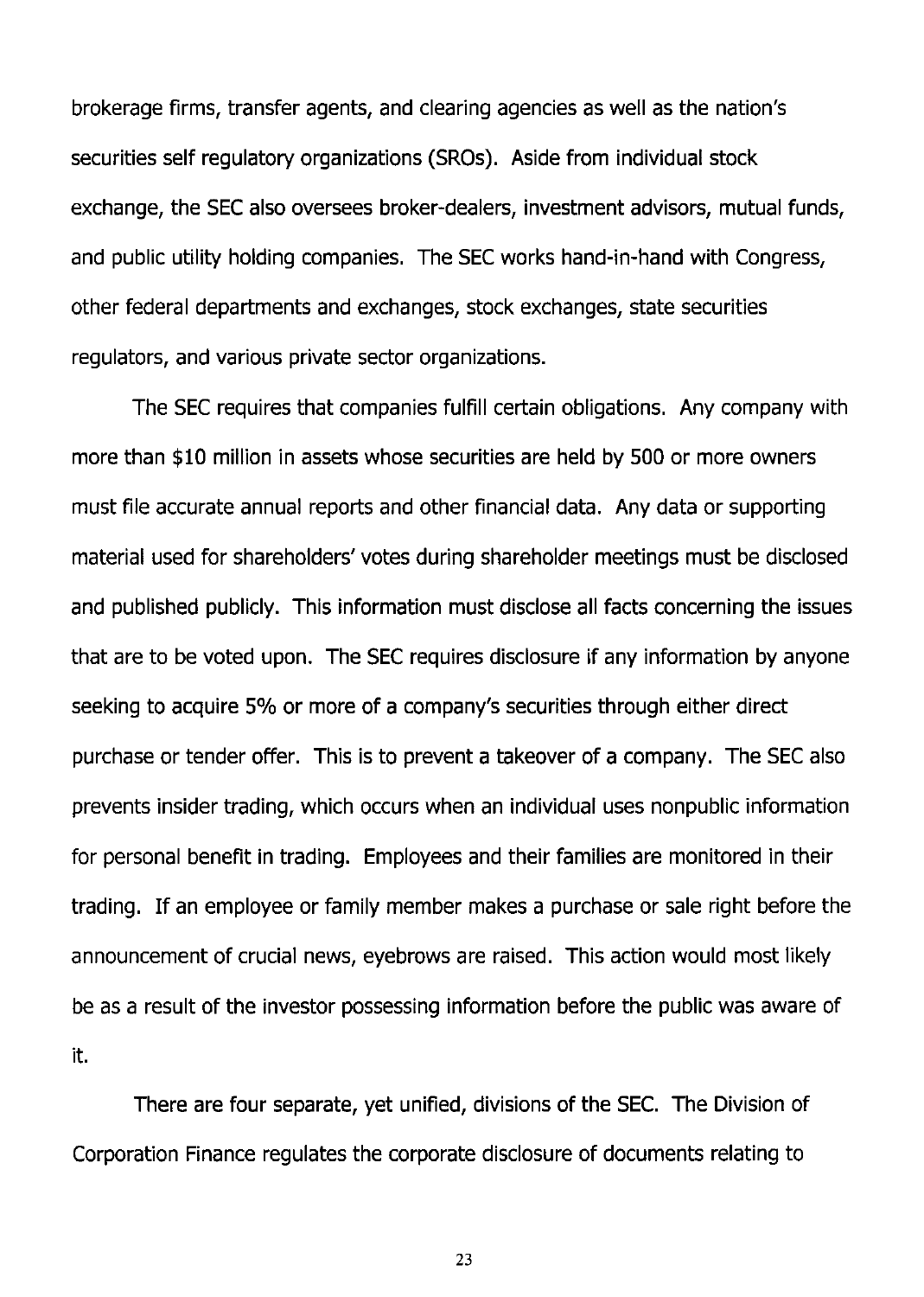brokerage firms, transfer agents, and clearing agencies as well as the nation's securities self regulatory organizations (SROs). Aside from individual stock exchange, the SEC also oversees broker-dealers, investment advisors, mutual funds, and public utility holding companies. The SEC works hand-in-hand with Congress, other federal departments and exchanges, stock exchanges, state securities regulators, and various private sector organizations.

The SEC requires that companies fulfill certain obligations. Any company with more than $10 million in assets whose securities are held by 500 or more owners must file accurate annual reports and other financial data. Any data or supporting material used for shareholders' votes during shareholder meetings must be disclosed and published publicly. This information must disclose all facts concerning the issues that are to be voted upon. The SEC requires disclosure if any information by anyone seeking to acquire 5% or more of a company's securities through either direct purchase or tender offer. This is to prevent a takeover of a company. The SEC also prevents insider trading, which occurs when an individual uses nonpublic information for personal benefit in trading. Employees and their families are monitored in their trading. If an employee or family member makes a purchase or sale right before the announcement of crucial news, eyebrows are raised. This action would most likely be as a result of the investor possessing information before the public was aware of it.

There are four separate, yet unified, divisions of the SEC. The Division of Corporation Finance regulates the corporate disclosure of documents relating to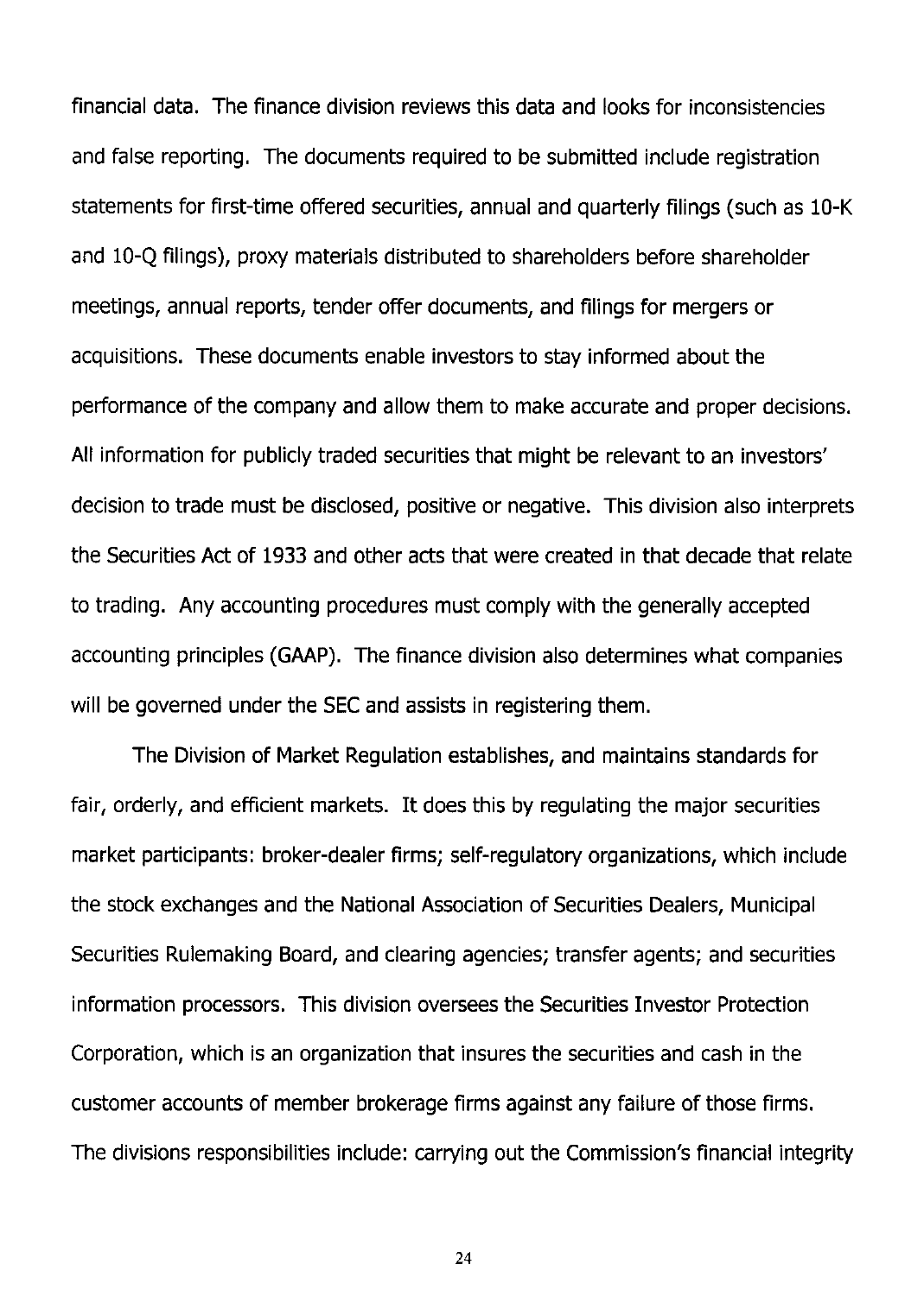financial data. The finance division reviews this data and looks for inconsistencies and false reporting. The documents required to be submitted include registration statements for first-time offered securities, annual and quarterly filings (such as 10-K and 10-Q filings), proxy materials distributed to shareholders before shareholder meetings, annual reports, tender offer documents, and filings for mergers or acquisitions. These documents enable investors to stay informed about the performance of the company and allow them to make accurate and proper decisions. All information for publicly traded securities that might be relevant to an investors' decision to trade must be disclosed, positive or negative. This division also interprets the Securities Act of 1933 and other acts that were created in that decade that relate to trading. Any accounting procedures must comply with the generally accepted accounting principles (GAAP). The finance division also determines what companies will be governed under the SEC and assists in registering them.

The Division of Market Regulation establishes, and maintains standards for fair, orderly, and efficient markets. It does this by regulating the major securities market participants: broker-dealer firms; self-regulatory organizations, which include the stock exchanges and the National Association of Securities Dealers, Municipal Securities Rulemaking Board, and clearing agencies; transfer agents; and securities information processors. This division oversees the Securities Investor Protection Corporation, which is an organization that insures the securities and cash in the customer accounts of member brokerage firms against any failure of those firms. The divisions responsibilities include: carrying out the Commission's financial integrity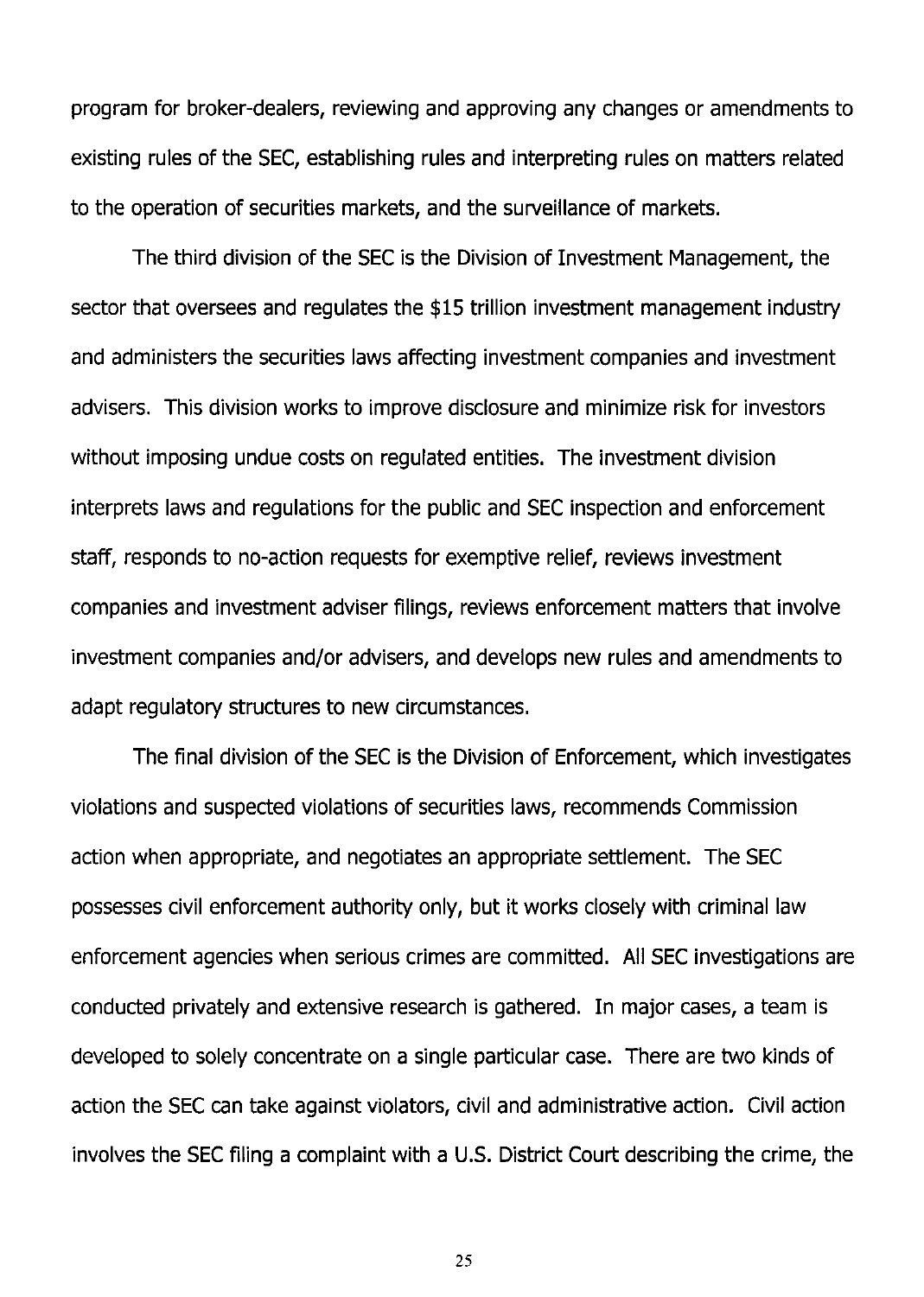program for broker-dealers, reviewing and approving any changes or amendments to existing rules of the SEC, establishing rules and interpreting rules on matters related to the operation of securities markets, and the surveillance of markets.

The third division of the SEC is the Division of Investment Management, the sector that oversees and regulates the $15 trillion investment management industry and administers the securities laws affecting investment companies and investment advisers. This division works to improve disclosure and minimize risk for investors without imposing undue costs on regulated entities. The investment division interprets laws and regulations for the public and SEC inspection and enforcement staff, responds to no-action requests for exemptive relief, reviews investment companies and investment adviser filings, reviews enforcement matters that involve investment companies and/or advisers, and develops new rules and amendments to adapt regulatory structures to new circumstances.

The final division of the SEC is the Division of Enforcement, which investigates violations and suspected violations of securities laws, recommends Commission action when appropriate, and negotiates an appropriate settlement. The SEC possesses civil enforcement authority only, but it works closely with criminal law enforcement agencies when serious crimes are committed. All SEC investigations are conducted privately and extensive research is gathered. In major cases, a team is developed to solely concentrate on a single particular case. There are two kinds of action the SEC can take against violators, civil and administrative action. Civil action involves the SEC filing a complaint with a U.S. District Court describing the crime, the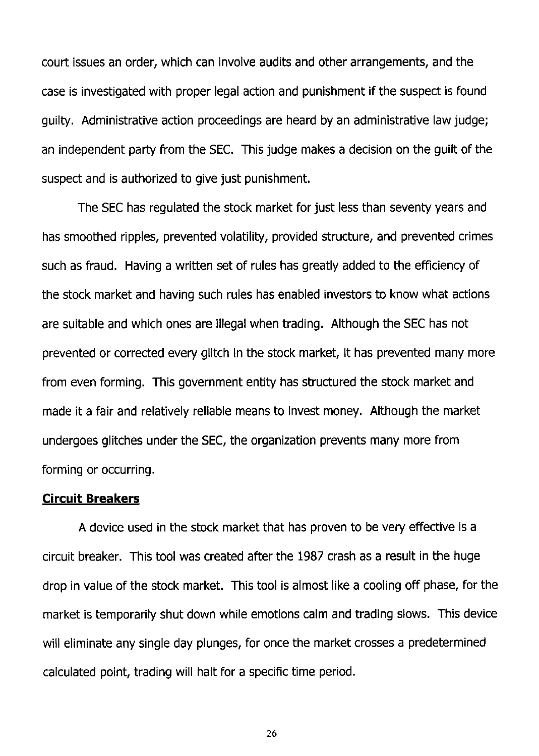court issues an order, which can involve audits and other arrangements, and the case is investigated with proper legal action and punishment if the suspect is found guilty. Administrative action proceedings are heard by an administrative law judge; an independent party from the SEC. This judge makes a decision on the guilt of the suspect and is authorized to give just punishment.

The SEC has regulated the stock market for just less than seventy years and has smoothed ripples, prevented volatility, provided structure, and prevented crimes such as fraud. Having a written set of rules has greatly added to the efficiency of the stock market and having such rules has enabled investors to know what actions are suitable and which ones are illegal when trading. Although the SEC has not prevented or corrected every glitch in the stock market, it has prevented many more from even forming. This government entity has structured the stock market and made it a fair and relatively reliable means to invest money. Although the market undergoes glitches under the SEC, the organization prevents many more from forming or occurring.

**Circuit Breakers**

A device used in the stock market that has proven to be very effective is a circuit breaker. This tool was created after the 1987 crash as a result in the huge drop in value of the stock market. This tool is almost like a cooling off phase, for the market is temporarily shut down while emotions calm and trading slows. This device will eliminate any single day plunges, for once the market crosses a predetermined calculated point, trading will halt for a specific time period.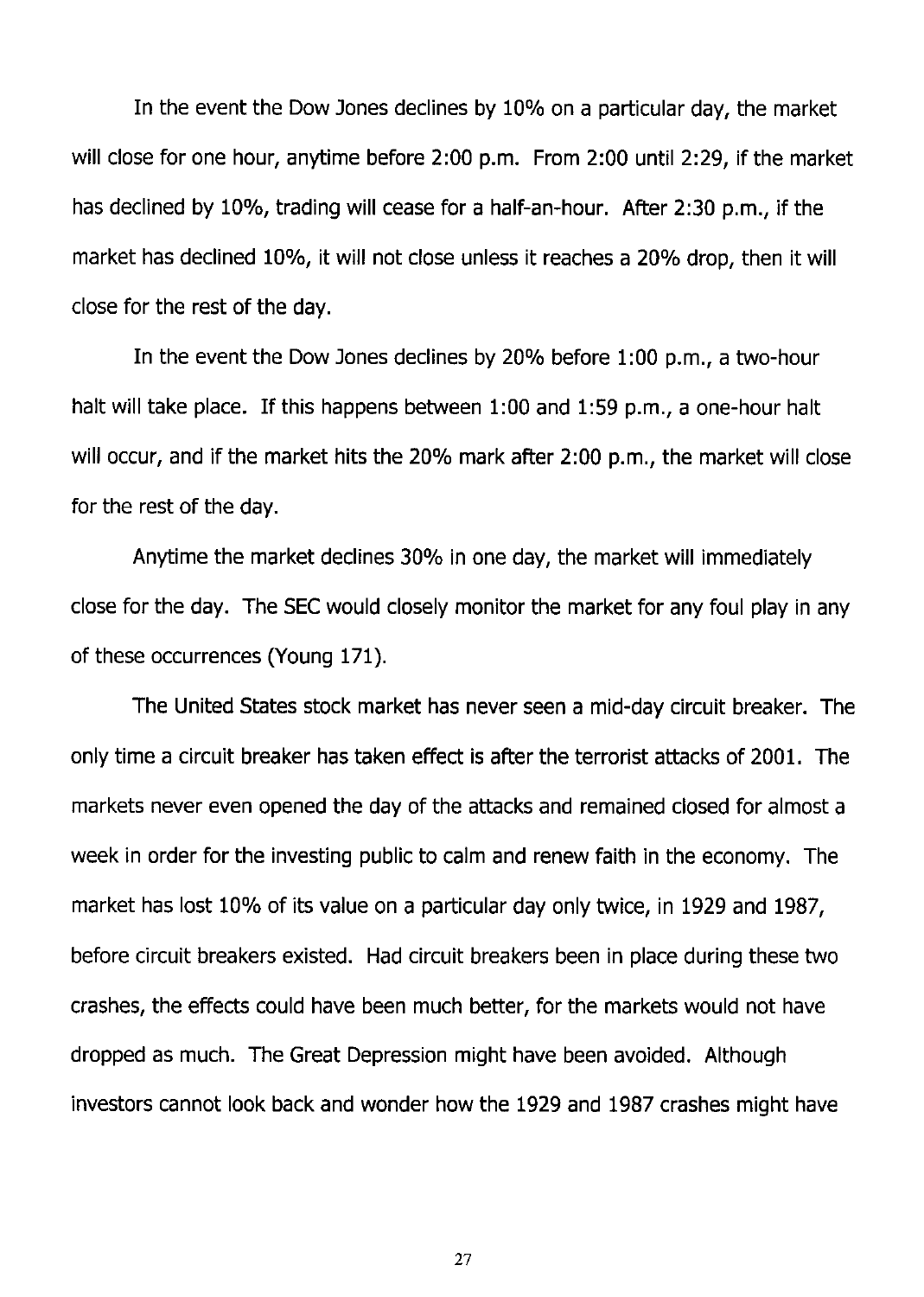In the event the Dow Jones declines by 10% on a particular day, the market will close for one hour, anytime before 2:00 p.m. From 2:00 until 2:29, if the market has declined by 10%, trading will cease for a half-an-hour. After 2:30 p.m., if the market has declined 10%, it will not close unless it reaches a 20% drop, then it will close for the rest of the day.

In the event the Dow Jones declines by 20% before 1:00 p.m., a two-hour halt will take place. If this happens between 1:00 and 1:59 p.m., a one-hour halt will occur, and if the market hits the 20% mark after 2:00 p.m., the market will close for the rest of the day.

Anytime the market declines 30% in one day, the market will immediately close for the day. The SEC would closely monitor the market for any foul play in any of these occurrences (Young 171).

The United States stock market has never seen a mid-day circuit breaker. The only time a circuit breaker has taken effect is after the terrorist attacks of 2001. The markets never even opened the day of the attacks and remained closed for almost a week in order for the investing public to calm and renew faith in the economy. The market has lost 10% of its value on a particular day only twice, in 1929 and 1987, before circuit breakers existed. Had circuit breakers been in place during these two crashes, the effects could have been much better, for the markets would not have dropped as much. The Great Depression might have been avoided. Although investors cannot look back and wonder how the 1929 and 1987 crashes might have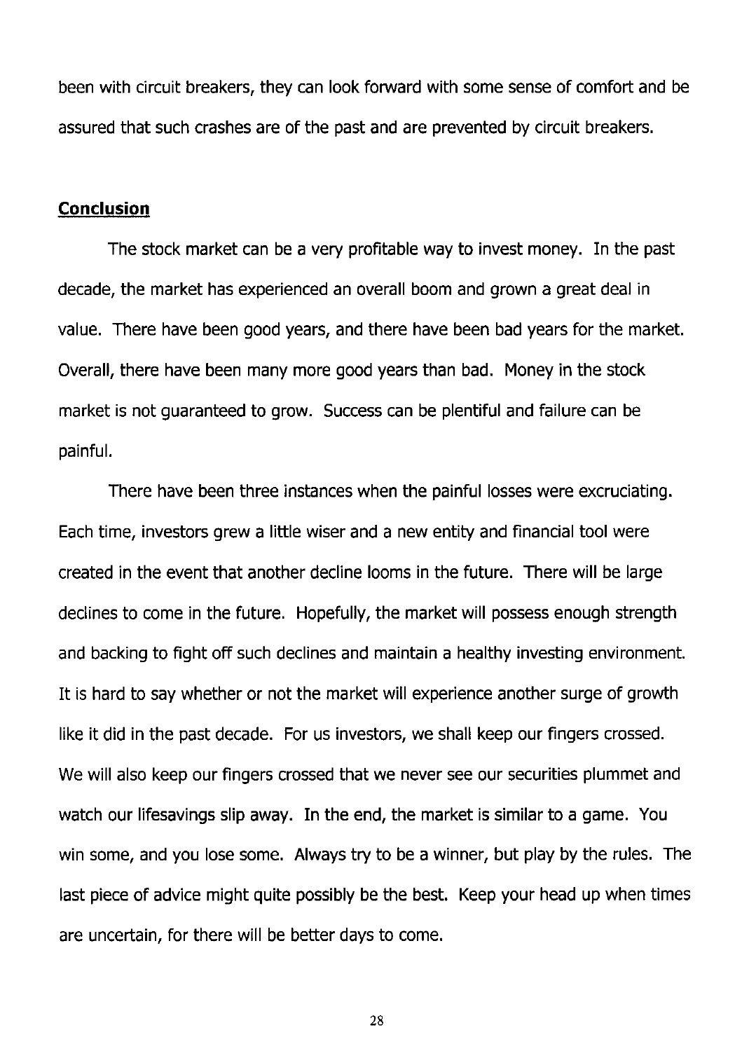been with circuit breakers, they can look forward with some sense of comfort and be assured that such crashes are of the past and are prevented by circuit breakers.

## **Conclusion**

The stock market can be a very profitable way to invest money. In the past decade, the market has experienced an overall boom and grown a great deal in value. There have been good years, and there have been bad years for the market. Overall, there have been many more good years than bad. Money in the stock market is not guaranteed to grow. Success can be plentiful and failure can be painful.

There have been three instances when the painful losses were excruciating. Each time, investors grew a little wiser and a new entity and financial tool were created in the event that another decline looms in the future. There will be large declines to come in the future. Hopefully, the market will possess enough strength and backing to fight off such declines and maintain a healthy investing environment. It is hard to say whether or not the market will experience another surge of growth like it did in the past decade. For us investors, we shall keep our fingers crossed. We will also keep our fingers crossed that we never see our securities plummet and watch our lifesavings slip away. In the end, the market is similar to a game. You win some, and you lose some. Always try to be a winner, but play by the rules. The last piece of advice might quite possibly be the best. Keep your head up when times are uncertain, for there will be better days to come.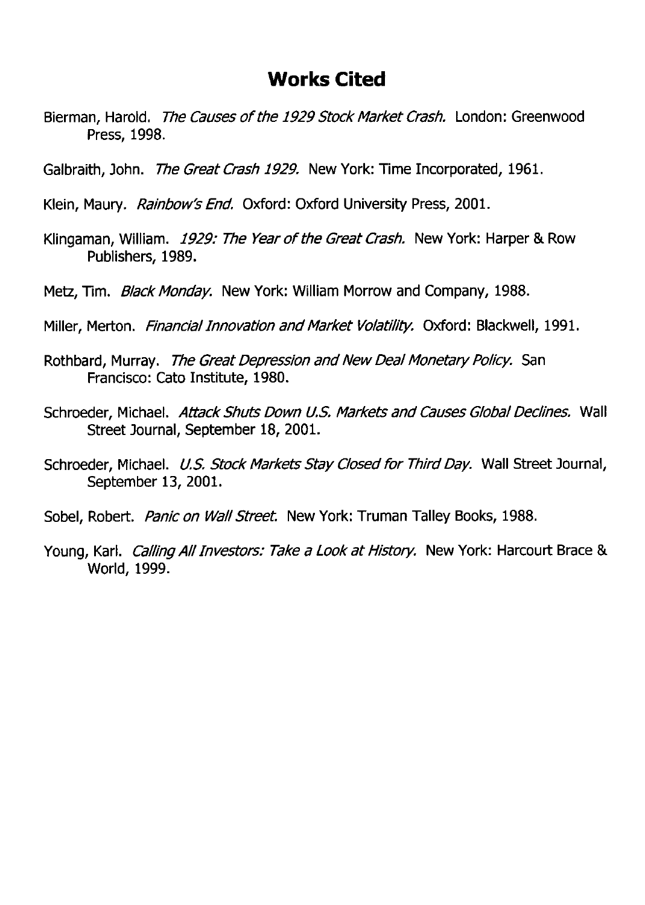# Works Cited

Bierman, Harold. *The Causes of the 1929 Stock Market Crash.* London: Greenwood Press, 1998.

Galbraith, John. *The Great Crash 1929.* New York: Time Incorporated, 1961.

Klein, Maury. *Rainbow's End.* Oxford: Oxford University Press, 2001.

Klingaman, William. *1929: The Year of the Great Crash.* New York: Harper & Row Publishers, 1989.

Metz, Tim. *Black Monday.* New York: William Morrow and Company, 1988.

Miller, Merton. *Financial Innovation and Market Volatility.* Oxford: Blackwell, 1991.

Rothbard, Murray. *The Great Depression and New Deal Monetary Policy.* San Francisco: Cato Institute, 1980.

Schroeder, Michael. *Attack Shuts Down U.S. Markets and Causes Global Declines.* Wall Street Journal, September 18, 2001.

Schroeder, Michael. *U.S. Stock Markets Stay Closed for Third Day.* Wall Street Journal, September 13, 2001.

Sobel, Robert. *Panic on Wall Street.* New York: Truman Talley Books, 1988.

Young, Karl. *Calling All Investors: Take a Look at History.* New York: Harcourt Brace & World, 1999.